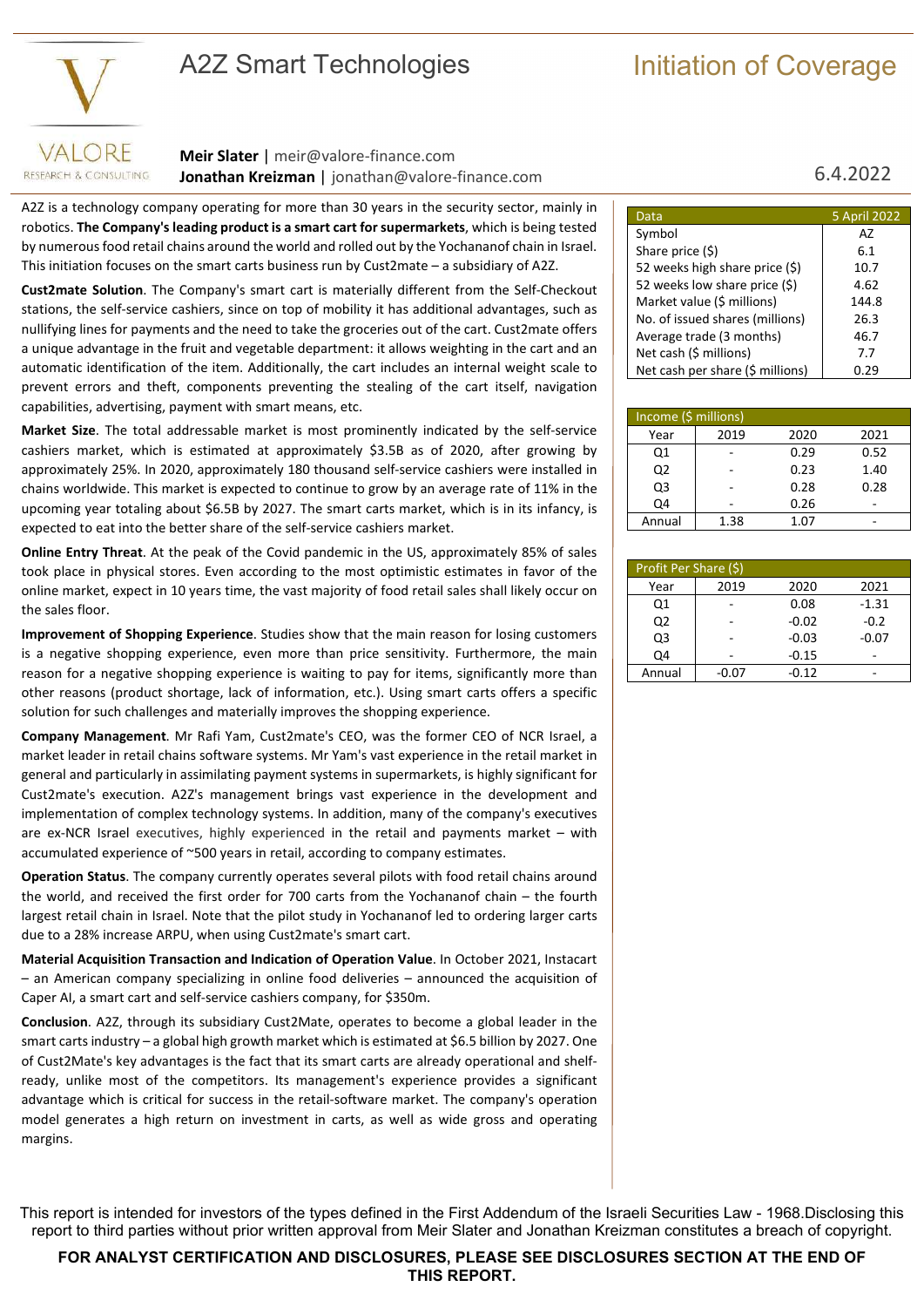# A2Z Smart Technologies

## Initiation of Coverage

**Meir Slater** | meir@valore-finance.com
**Jonathan Kreizman** | jonathan@valore-finance.com

6.4.2022

A2Z is a technology company operating for more than 30 years in the security sector, mainly in robotics. **The Company's leading product is a smart cart for supermarkets**, which is being tested by numerous food retail chains around the world and rolled out by the Yochananof chain in Israel. This initiation focuses on the smart carts business run by Cust2mate – a subsidiary of A2Z.

**Cust2mate Solution**. The Company's smart cart is materially different from the Self-Checkout stations, the self-service cashiers, since on top of mobility it has additional advantages, such as nullifying lines for payments and the need to take the groceries out of the cart. Cust2mate offers a unique advantage in the fruit and vegetable department: it allows weighting in the cart and an automatic identification of the item. Additionally, the cart includes an internal weight scale to prevent errors and theft, components preventing the stealing of the cart itself, navigation capabilities, advertising, payment with smart means, etc.

**Market Size**. The total addressable market is most prominently indicated by the self-service cashiers market, which is estimated at approximately $3.5B as of 2020, after growing by approximately 25%. In 2020, approximately 180 thousand self-service cashiers were installed in chains worldwide. This market is expected to continue to grow by an average rate of 11% in the upcoming year totaling about $6.5B by 2027. The smart carts market, which is in its infancy, is expected to eat into the better share of the self-service cashiers market.

**Online Entry Threat**. At the peak of the Covid pandemic in the US, approximately 85% of sales took place in physical stores. Even according to the most optimistic estimates in favor of the online market, expect in 10 years time, the vast majority of food retail sales shall likely occur on the sales floor.

**Improvement of Shopping Experience**. Studies show that the main reason for losing customers is a negative shopping experience, even more than price sensitivity. Furthermore, the main reason for a negative shopping experience is waiting to pay for items, significantly more than other reasons (product shortage, lack of information, etc.). Using smart carts offers a specific solution for such challenges and materially improves the shopping experience.

**Company Management**. Mr Rafi Yam, Cust2mate's CEO, was the former CEO of NCR Israel, a market leader in retail chains software systems. Mr Yam's vast experience in the retail market in general and particularly in assimilating payment systems in supermarkets, is highly significant for Cust2mate's execution. A2Z's management brings vast experience in the development and implementation of complex technology systems. In addition, many of the company's executives are ex-NCR Israel executives, highly experienced in the retail and payments market – with accumulated experience of ~500 years in retail, according to company estimates.

**Operation Status**. The company currently operates several pilots with food retail chains around the world, and received the first order for 700 carts from the Yochananof chain – the fourth largest retail chain in Israel. Note that the pilot study in Yochananof led to ordering larger carts due to a 28% increase ARPU, when using Cust2mate's smart cart.

**Material Acquisition Transaction and Indication of Operation Value**. In October 2021, Instacart – an American company specializing in online food deliveries – announced the acquisition of Caper AI, a smart cart and self-service cashiers company, for $350m.

**Conclusion**. A2Z, through its subsidiary Cust2Mate, operates to become a global leader in the smart carts industry – a global high growth market which is estimated at $6.5 billion by 2027. One of Cust2Mate's key advantages is the fact that its smart carts are already operational and shelf-ready, unlike most of the competitors. Its management's experience provides a significant advantage which is critical for success in the retail-software market. The company's operation model generates a high return on investment in carts, as well as wide gross and operating margins.

| Data | 5 April 2022 |
|---|---|
| Symbol | AZ |
| Share price ($) | 6.1 |
| 52 weeks high share price ($) | 10.7 |
| 52 weeks low share price ($) | 4.62 |
| Market value ($ millions) | 144.8 |
| No. of issued shares (millions) | 26.3 |
| Average trade (3 months) | 46.7 |
| Net cash ($ millions) | 7.7 |
| Net cash per share ($ millions) | 0.29 |

| Income ($ millions) | | | |
|---|---|---|---|
| Year | 2019 | 2020 | 2021 |
| Q1 | - | 0.29 | 0.52 |
| Q2 | - | 0.23 | 1.40 |
| Q3 | - | 0.28 | 0.28 |
| Q4 | - | 0.26 | - |
| Annual | 1.38 | 1.07 | - |

| Profit Per Share ($) | | | |
|---|---|---|---|
| Year | 2019 | 2020 | 2021 |
| Q1 | - | 0.08 | -1.31 |
| Q2 | - | -0.02 | -0.2 |
| Q3 | - | -0.03 | -0.07 |
| Q4 | - | -0.15 | - |
| Annual | -0.07 | -0.12 | - |

This report is intended for investors of the types defined in the First Addendum of the Israeli Securities Law - 1968.Disclosing this report to third parties without prior written approval from Meir Slater and Jonathan Kreizman constitutes a breach of copyright.

**FOR ANALYST CERTIFICATION AND DISCLOSURES, PLEASE SEE DISCLOSURES SECTION AT THE END OF THIS REPORT.**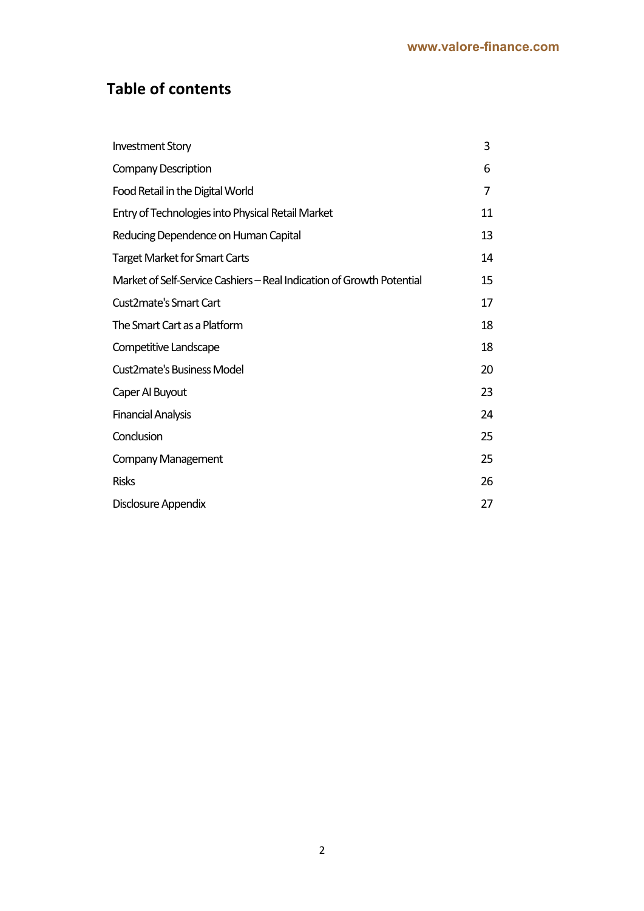## Table of contents

| | |
|---|---|
| Investment Story | 3 |
| Company Description | 6 |
| Food Retail in the Digital World | 7 |
| Entry of Technologies into Physical Retail Market | 11 |
| Reducing Dependence on Human Capital | 13 |
| Target Market for Smart Carts | 14 |
| Market of Self-Service Cashiers – Real Indication of Growth Potential | 15 |
| Cust2mate's Smart Cart | 17 |
| The Smart Cart as a Platform | 18 |
| Competitive Landscape | 18 |
| Cust2mate's Business Model | 20 |
| Caper AI Buyout | 23 |
| Financial Analysis | 24 |
| Conclusion | 25 |
| Company Management | 25 |
| Risks | 26 |
| Disclosure Appendix | 27 |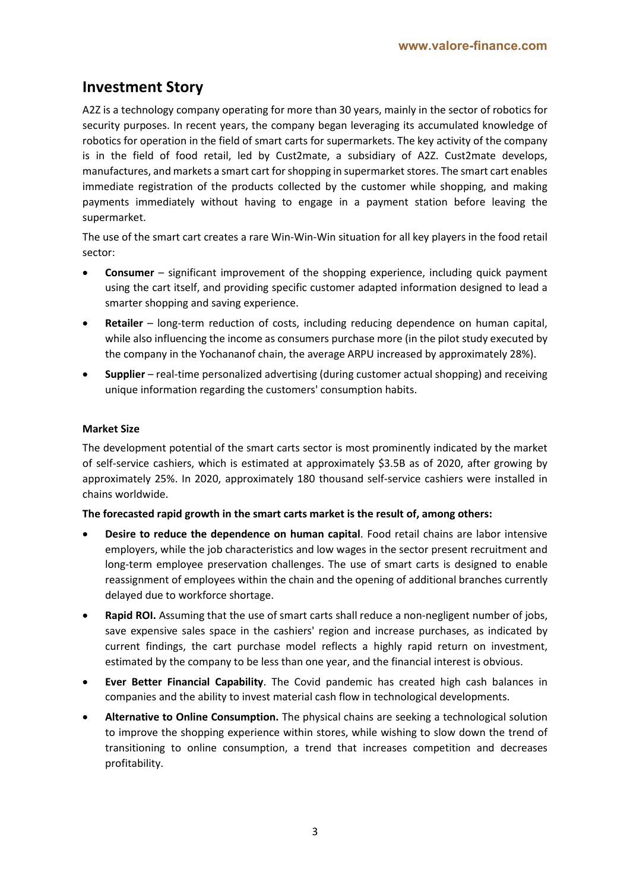## Investment Story

A2Z is a technology company operating for more than 30 years, mainly in the sector of robotics for security purposes. In recent years, the company began leveraging its accumulated knowledge of robotics for operation in the field of smart carts for supermarkets. The key activity of the company is in the field of food retail, led by Cust2mate, a subsidiary of A2Z. Cust2mate develops, manufactures, and markets a smart cart for shopping in supermarket stores. The smart cart enables immediate registration of the products collected by the customer while shopping, and making payments immediately without having to engage in a payment station before leaving the supermarket.

The use of the smart cart creates a rare Win-Win-Win situation for all key players in the food retail sector:

- **Consumer** – significant improvement of the shopping experience, including quick payment using the cart itself, and providing specific customer adapted information designed to lead a smarter shopping and saving experience.
- **Retailer** – long-term reduction of costs, including reducing dependence on human capital, while also influencing the income as consumers purchase more (in the pilot study executed by the company in the Yochananof chain, the average ARPU increased by approximately 28%).
- **Supplier** – real-time personalized advertising (during customer actual shopping) and receiving unique information regarding the customers' consumption habits.

**Market Size**

The development potential of the smart carts sector is most prominently indicated by the market of self-service cashiers, which is estimated at approximately $3.5B as of 2020, after growing by approximately 25%. In 2020, approximately 180 thousand self-service cashiers were installed in chains worldwide.

**The forecasted rapid growth in the smart carts market is the result of, among others:**

- **Desire to reduce the dependence on human capital**. Food retail chains are labor intensive employers, while the job characteristics and low wages in the sector present recruitment and long-term employee preservation challenges. The use of smart carts is designed to enable reassignment of employees within the chain and the opening of additional branches currently delayed due to workforce shortage.
- **Rapid ROI.** Assuming that the use of smart carts shall reduce a non-negligent number of jobs, save expensive sales space in the cashiers' region and increase purchases, as indicated by current findings, the cart purchase model reflects a highly rapid return on investment, estimated by the company to be less than one year, and the financial interest is obvious.
- **Ever Better Financial Capability**. The Covid pandemic has created high cash balances in companies and the ability to invest material cash flow in technological developments.
- **Alternative to Online Consumption.** The physical chains are seeking a technological solution to improve the shopping experience within stores, while wishing to slow down the trend of transitioning to online consumption, a trend that increases competition and decreases profitability.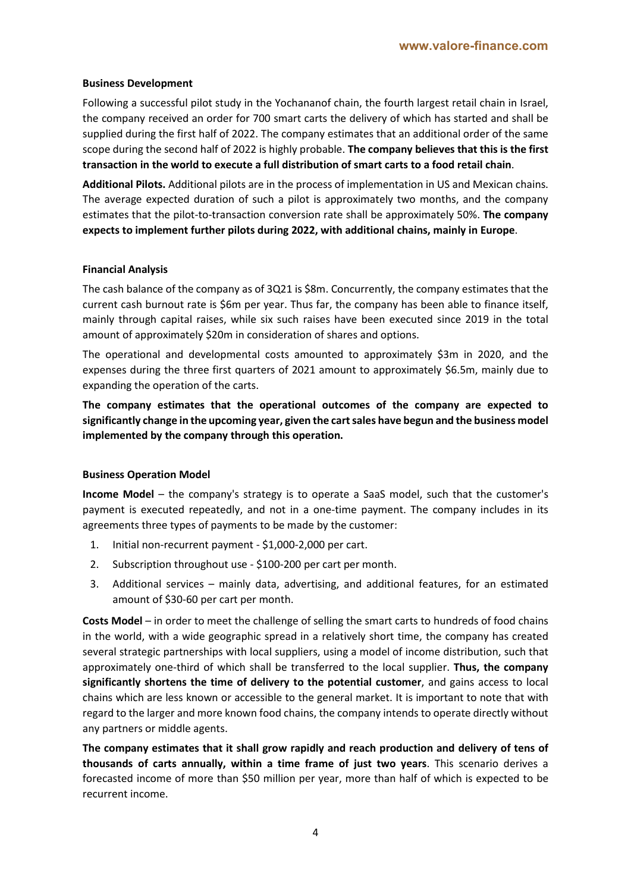### Business Development

Following a successful pilot study in the Yochananof chain, the fourth largest retail chain in Israel, the company received an order for 700 smart carts the delivery of which has started and shall be supplied during the first half of 2022. The company estimates that an additional order of the same scope during the second half of 2022 is highly probable. **The company believes that this is the first transaction in the world to execute a full distribution of smart carts to a food retail chain**.

**Additional Pilots.** Additional pilots are in the process of implementation in US and Mexican chains. The average expected duration of such a pilot is approximately two months, and the company estimates that the pilot-to-transaction conversion rate shall be approximately 50%. **The company expects to implement further pilots during 2022, with additional chains, mainly in Europe**.

### Financial Analysis

The cash balance of the company as of 3Q21 is $8m. Concurrently, the company estimates that the current cash burnout rate is $6m per year. Thus far, the company has been able to finance itself, mainly through capital raises, while six such raises have been executed since 2019 in the total amount of approximately $20m in consideration of shares and options.

The operational and developmental costs amounted to approximately $3m in 2020, and the expenses during the three first quarters of 2021 amount to approximately $6.5m, mainly due to expanding the operation of the carts.

**The company estimates that the operational outcomes of the company are expected to significantly change in the upcoming year, given the cart sales have begun and the business model implemented by the company through this operation.**

### Business Operation Model

**Income Model** – the company's strategy is to operate a SaaS model, such that the customer's payment is executed repeatedly, and not in a one-time payment. The company includes in its agreements three types of payments to be made by the customer:

1. Initial non-recurrent payment - $1,000-2,000 per cart.
2. Subscription throughout use - $100-200 per cart per month.
3. Additional services – mainly data, advertising, and additional features, for an estimated amount of $30-60 per cart per month.

**Costs Model** – in order to meet the challenge of selling the smart carts to hundreds of food chains in the world, with a wide geographic spread in a relatively short time, the company has created several strategic partnerships with local suppliers, using a model of income distribution, such that approximately one-third of which shall be transferred to the local supplier. **Thus, the company significantly shortens the time of delivery to the potential customer**, and gains access to local chains which are less known or accessible to the general market. It is important to note that with regard to the larger and more known food chains, the company intends to operate directly without any partners or middle agents.

**The company estimates that it shall grow rapidly and reach production and delivery of tens of thousands of carts annually, within a time frame of just two years**. This scenario derives a forecasted income of more than $50 million per year, more than half of which is expected to be recurrent income.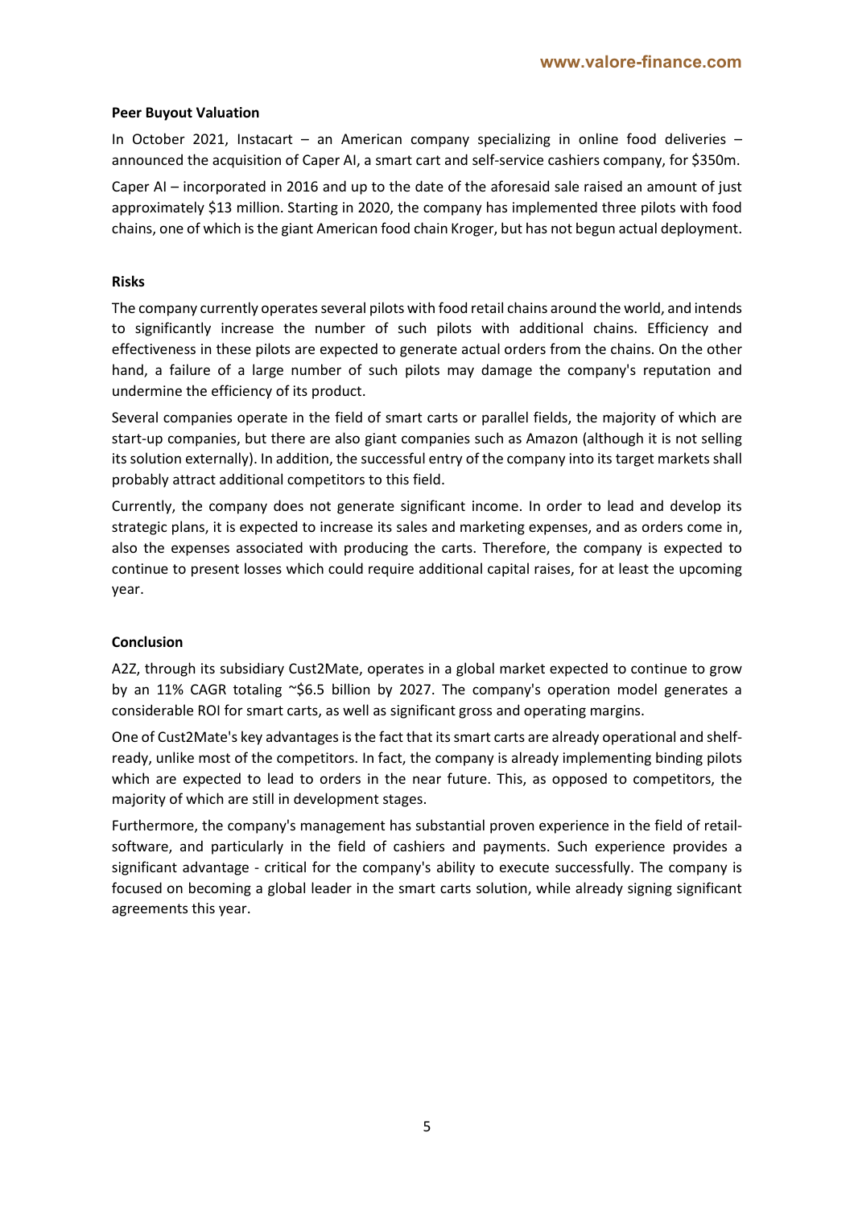**Peer Buyout Valuation**

In October 2021, Instacart – an American company specializing in online food deliveries – announced the acquisition of Caper AI, a smart cart and self-service cashiers company, for $350m.

Caper AI – incorporated in 2016 and up to the date of the aforesaid sale raised an amount of just approximately $13 million. Starting in 2020, the company has implemented three pilots with food chains, one of which is the giant American food chain Kroger, but has not begun actual deployment.

**Risks**

The company currently operates several pilots with food retail chains around the world, and intends to significantly increase the number of such pilots with additional chains. Efficiency and effectiveness in these pilots are expected to generate actual orders from the chains. On the other hand, a failure of a large number of such pilots may damage the company's reputation and undermine the efficiency of its product.

Several companies operate in the field of smart carts or parallel fields, the majority of which are start-up companies, but there are also giant companies such as Amazon (although it is not selling its solution externally). In addition, the successful entry of the company into its target markets shall probably attract additional competitors to this field.

Currently, the company does not generate significant income. In order to lead and develop its strategic plans, it is expected to increase its sales and marketing expenses, and as orders come in, also the expenses associated with producing the carts. Therefore, the company is expected to continue to present losses which could require additional capital raises, for at least the upcoming year.

**Conclusion**

A2Z, through its subsidiary Cust2Mate, operates in a global market expected to continue to grow by an 11% CAGR totaling ~$6.5 billion by 2027. The company's operation model generates a considerable ROI for smart carts, as well as significant gross and operating margins.

One of Cust2Mate's key advantages is the fact that its smart carts are already operational and shelf-ready, unlike most of the competitors. In fact, the company is already implementing binding pilots which are expected to lead to orders in the near future. This, as opposed to competitors, the majority of which are still in development stages.

Furthermore, the company's management has substantial proven experience in the field of retail-software, and particularly in the field of cashiers and payments. Such experience provides a significant advantage - critical for the company's ability to execute successfully. The company is focused on becoming a global leader in the smart carts solution, while already signing significant agreements this year.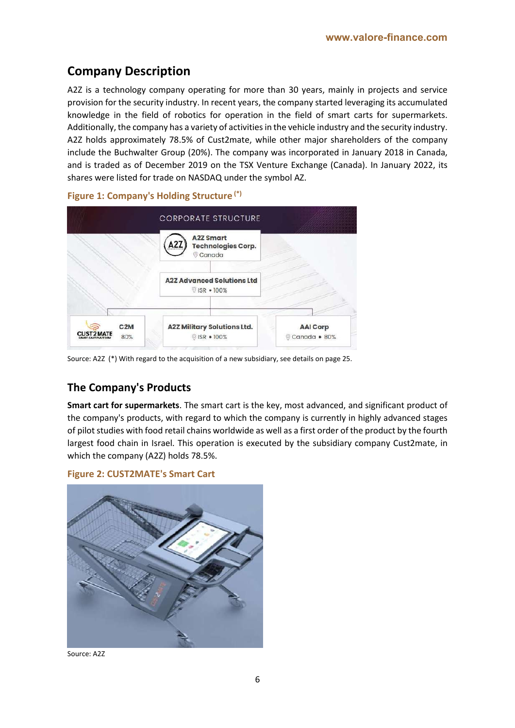## Company Description

A2Z is a technology company operating for more than 30 years, mainly in projects and service provision for the security industry. In recent years, the company started leveraging its accumulated knowledge in the field of robotics for operation in the field of smart carts for supermarkets. Additionally, the company has a variety of activities in the vehicle industry and the security industry. A2Z holds approximately 78.5% of Cust2mate, while other major shareholders of the company include the Buchwalter Group (20%). The company was incorporated in January 2018 in Canada, and is traded as of December 2019 on the TSX Venture Exchange (Canada). In January 2022, its shares were listed for trade on NASDAQ under the symbol AZ.

**Figure 1: Company's Holding Structure (*)**

Source: A2Z (*) With regard to the acquisition of a new subsidiary, see details on page 25.

## The Company's Products

**Smart cart for supermarkets**. The smart cart is the key, most advanced, and significant product of the company's products, with regard to which the company is currently in highly advanced stages of pilot studies with food retail chains worldwide as well as a first order of the product by the fourth largest food chain in Israel. This operation is executed by the subsidiary company Cust2mate, in which the company (A2Z) holds 78.5%.

**Figure 2: CUST2MATE's Smart Cart**

Source: A2Z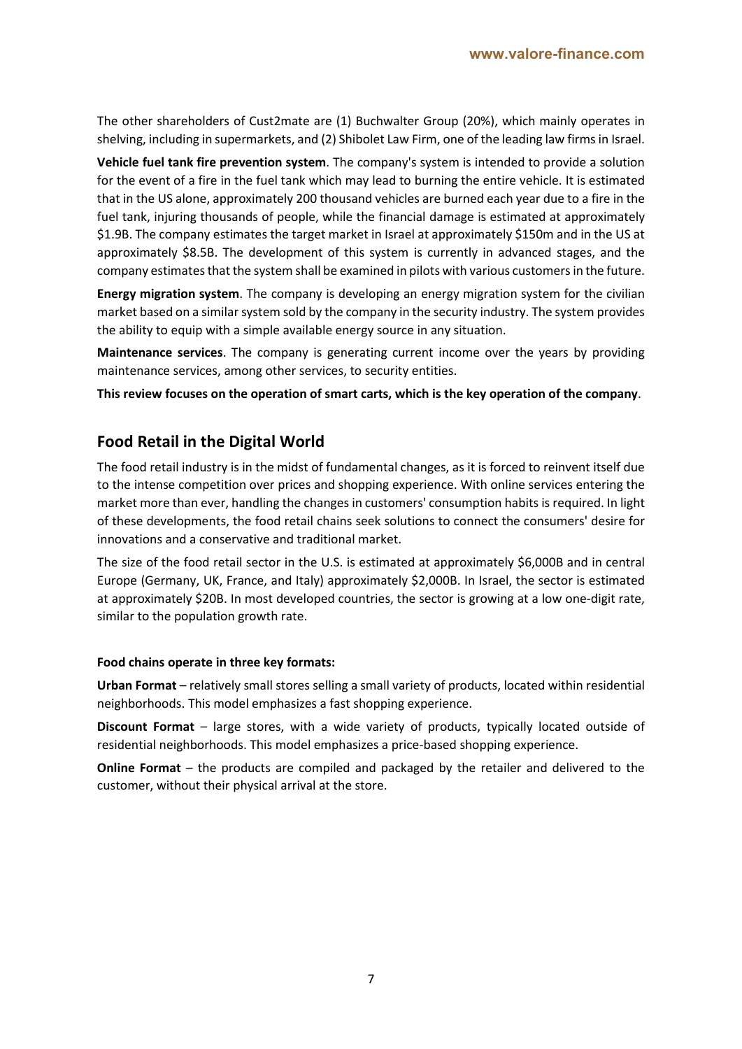The other shareholders of Cust2mate are (1) Buchwalter Group (20%), which mainly operates in shelving, including in supermarkets, and (2) Shibolet Law Firm, one of the leading law firms in Israel.

**Vehicle fuel tank fire prevention system**. The company's system is intended to provide a solution for the event of a fire in the fuel tank which may lead to burning the entire vehicle. It is estimated that in the US alone, approximately 200 thousand vehicles are burned each year due to a fire in the fuel tank, injuring thousands of people, while the financial damage is estimated at approximately $1.9B. The company estimates the target market in Israel at approximately $150m and in the US at approximately $8.5B. The development of this system is currently in advanced stages, and the company estimates that the system shall be examined in pilots with various customers in the future.

**Energy migration system**. The company is developing an energy migration system for the civilian market based on a similar system sold by the company in the security industry. The system provides the ability to equip with a simple available energy source in any situation.

**Maintenance services**. The company is generating current income over the years by providing maintenance services, among other services, to security entities.

**This review focuses on the operation of smart carts, which is the key operation of the company**.

## Food Retail in the Digital World

The food retail industry is in the midst of fundamental changes, as it is forced to reinvent itself due to the intense competition over prices and shopping experience. With online services entering the market more than ever, handling the changes in customers' consumption habits is required. In light of these developments, the food retail chains seek solutions to connect the consumers' desire for innovations and a conservative and traditional market.

The size of the food retail sector in the U.S. is estimated at approximately $6,000B and in central Europe (Germany, UK, France, and Italy) approximately $2,000B. In Israel, the sector is estimated at approximately $20B. In most developed countries, the sector is growing at a low one-digit rate, similar to the population growth rate.

**Food chains operate in three key formats:**

**Urban Format** – relatively small stores selling a small variety of products, located within residential neighborhoods. This model emphasizes a fast shopping experience.

**Discount Format** – large stores, with a wide variety of products, typically located outside of residential neighborhoods. This model emphasizes a price-based shopping experience.

**Online Format** – the products are compiled and packaged by the retailer and delivered to the customer, without their physical arrival at the store.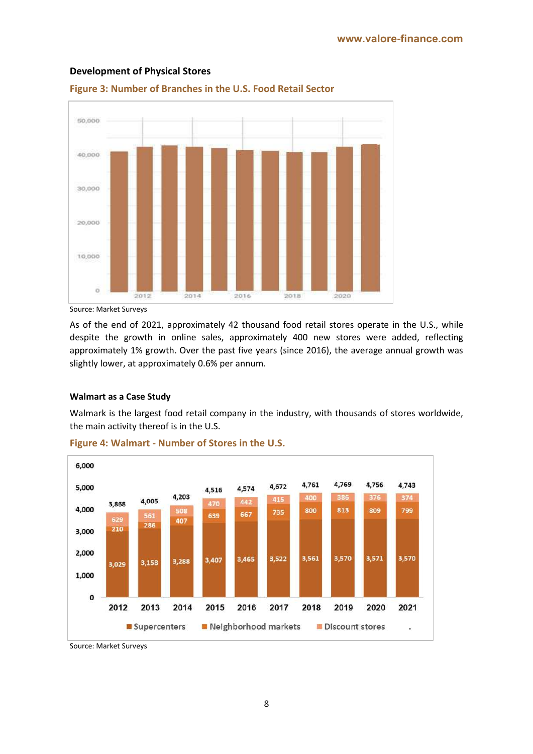**Development of Physical Stores**

**Figure 3: Number of Branches in the U.S. Food Retail Sector**

Source: Market Surveys

As of the end of 2021, approximately 42 thousand food retail stores operate in the U.S., while despite the growth in online sales, approximately 400 new stores were added, reflecting approximately 1% growth. Over the past five years (since 2016), the average annual growth was slightly lower, at approximately 0.6% per annum.

**Walmart as a Case Study**

Walmark is the largest food retail company in the industry, with thousands of stores worldwide, the main activity thereof is in the U.S.

**Figure 4: Walmart - Number of Stores in the U.S.**

| Year | Supercenters | Neighborhood markets | Discount stores | Total |
|---|---|---|---|---|
| 2012 | 3,029 | 210 | 629 | 3,868 |
| 2013 | 3,158 | 286 | 561 | 4,005 |
| 2014 | 3,288 | 407 | 508 | 4,203 |
| 2015 | 3,407 | 639 | 470 | 4,516 |
| 2016 | 3,465 | 667 | 442 | 4,574 |
| 2017 | 3,522 | 735 | 415 | 4,672 |
| 2018 | 3,561 | 800 | 400 | 4,761 |
| 2019 | 3,570 | 813 | 386 | 4,769 |
| 2020 | 3,571 | 809 | 376 | 4,756 |
| 2021 | 3,570 | 799 | 374 | 4,743 |

Source: Market Surveys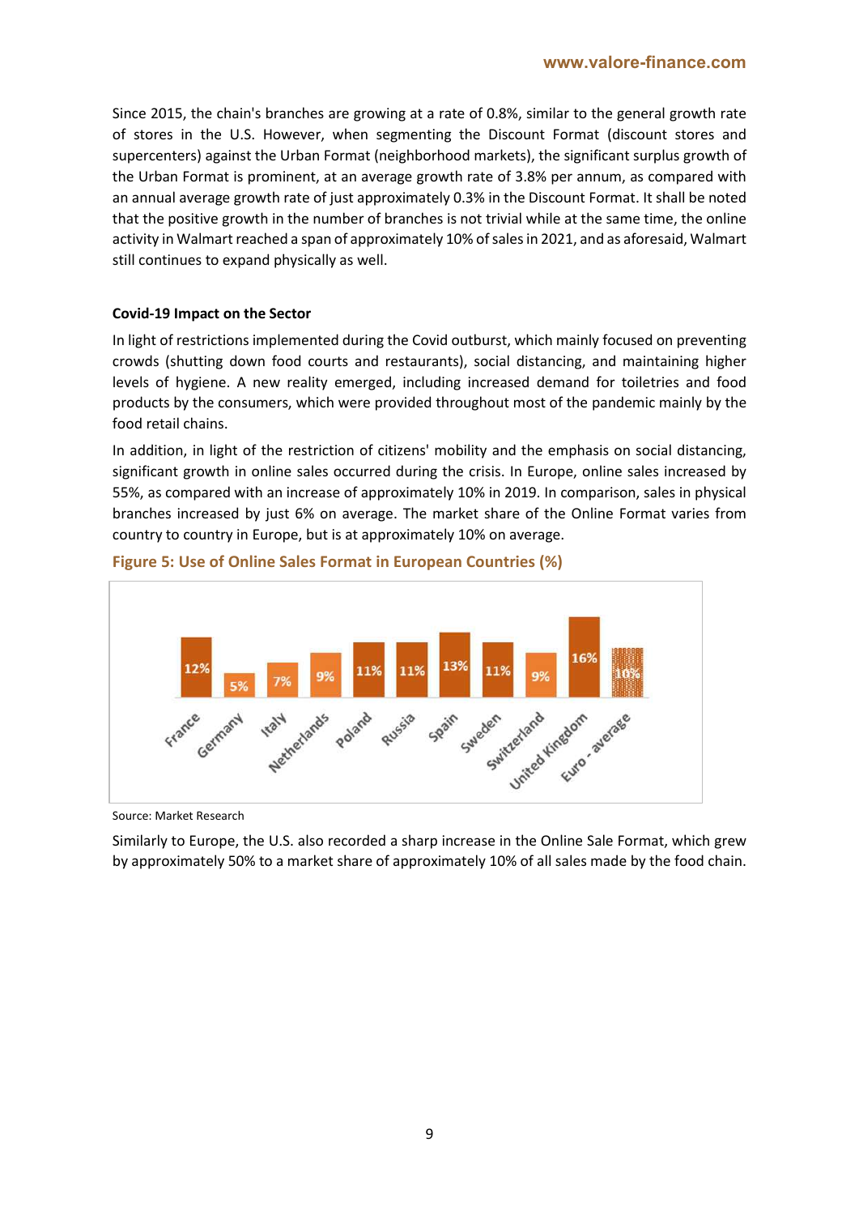Since 2015, the chain's branches are growing at a rate of 0.8%, similar to the general growth rate of stores in the U.S. However, when segmenting the Discount Format (discount stores and supercenters) against the Urban Format (neighborhood markets), the significant surplus growth of the Urban Format is prominent, at an average growth rate of 3.8% per annum, as compared with an annual average growth rate of just approximately 0.3% in the Discount Format. It shall be noted that the positive growth in the number of branches is not trivial while at the same time, the online activity in Walmart reached a span of approximately 10% of sales in 2021, and as aforesaid, Walmart still continues to expand physically as well.

**Covid-19 Impact on the Sector**

In light of restrictions implemented during the Covid outburst, which mainly focused on preventing crowds (shutting down food courts and restaurants), social distancing, and maintaining higher levels of hygiene. A new reality emerged, including increased demand for toiletries and food products by the consumers, which were provided throughout most of the pandemic mainly by the food retail chains.

In addition, in light of the restriction of citizens' mobility and the emphasis on social distancing, significant growth in online sales occurred during the crisis. In Europe, online sales increased by 55%, as compared with an increase of approximately 10% in 2019. In comparison, sales in physical branches increased by just 6% on average. The market share of the Online Format varies from country to country in Europe, but is at approximately 10% on average.

**Figure 5: Use of Online Sales Format in European Countries (%)**

| Country | % |
|---|---|
| France | 12% |
| Germany | 5% |
| Italy | 7% |
| Netherlands | 9% |
| Poland | 11% |
| Russia | 11% |
| Spain | 13% |
| Sweden | 11% |
| Switzerland | 9% |
| United Kingdom | 16% |
| Euro - average | 10% |

Source: Market Research

Similarly to Europe, the U.S. also recorded a sharp increase in the Online Sale Format, which grew by approximately 50% to a market share of approximately 10% of all sales made by the food chain.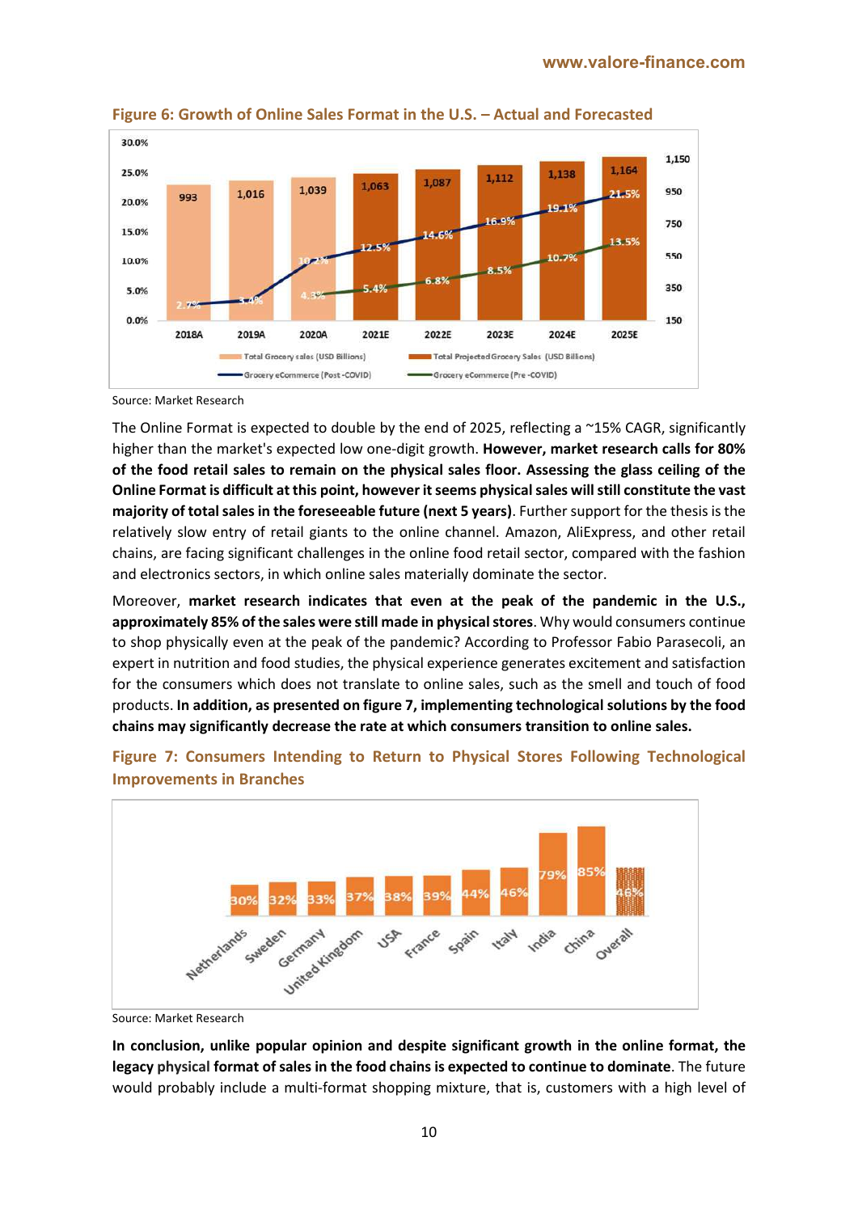**Figure 6: Growth of Online Sales Format in the U.S. – Actual and Forecasted**

Source: Market Research

The Online Format is expected to double by the end of 2025, reflecting a ~15% CAGR, significantly higher than the market's expected low one-digit growth. **However, market research calls for 80% of the food retail sales to remain on the physical sales floor. Assessing the glass ceiling of the Online Format is difficult at this point, however it seems physical sales will still constitute the vast majority of total sales in the foreseeable future (next 5 years)**. Further support for the thesis is the relatively slow entry of retail giants to the online channel. Amazon, AliExpress, and other retail chains, are facing significant challenges in the online food retail sector, compared with the fashion and electronics sectors, in which online sales materially dominate the sector.

Moreover, **market research indicates that even at the peak of the pandemic in the U.S., approximately 85% of the sales were still made in physical stores**. Why would consumers continue to shop physically even at the peak of the pandemic? According to Professor Fabio Parasecoli, an expert in nutrition and food studies, the physical experience generates excitement and satisfaction for the consumers which does not translate to online sales, such as the smell and touch of food products. **In addition, as presented on figure 7, implementing technological solutions by the food chains may significantly decrease the rate at which consumers transition to online sales.**

**Figure 7: Consumers Intending to Return to Physical Stores Following Technological Improvements in Branches**

Source: Market Research

**In conclusion, unlike popular opinion and despite significant growth in the online format, the legacy physical format of sales in the food chains is expected to continue to dominate**. The future would probably include a multi-format shopping mixture, that is, customers with a high level of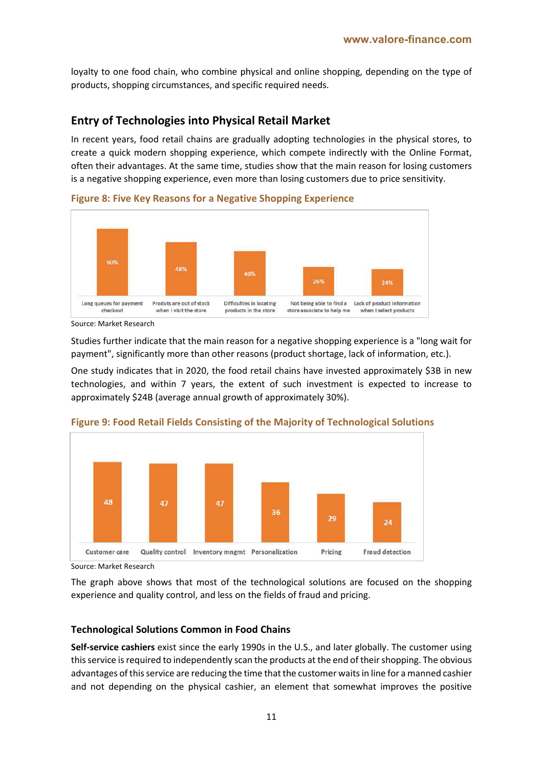loyalty to one food chain, who combine physical and online shopping, depending on the type of products, shopping circumstances, and specific required needs.

## Entry of Technologies into Physical Retail Market

In recent years, food retail chains are gradually adopting technologies in the physical stores, to create a quick modern shopping experience, which compete indirectly with the Online Format, often their advantages. At the same time, studies show that the main reason for losing customers is a negative shopping experience, even more than losing customers due to price sensitivity.

### Figure 8: Five Key Reasons for a Negative Shopping Experience

| Reason | % |
| --- | --- |
| Long queues for payment checkout | 60% |
| Produts are out of stock when I visit the store | 48% |
| Difficulties in locating products in the store | 40% |
| Not being able to find a store associate to help me | 26% |
| Lack of product information when I select products | 24% |

Source: Market Research

Studies further indicate that the main reason for a negative shopping experience is a "long wait for payment", significantly more than other reasons (product shortage, lack of information, etc.).

One study indicates that in 2020, the food retail chains have invested approximately $3B in new technologies, and within 7 years, the extent of such investment is expected to increase to approximately $24B (average annual growth of approximately 30%).

### Figure 9: Food Retail Fields Consisting of the Majority of Technological Solutions

| Field | Value |
| --- | --- |
| Customer care | 48 |
| Quality control | 47 |
| Inventory mngmt | 47 |
| Personalization | 36 |
| Pricing | 29 |
| Fraud detection | 24 |

Source: Market Research

The graph above shows that most of the technological solutions are focused on the shopping experience and quality control, and less on the fields of fraud and pricing.

### Technological Solutions Common in Food Chains

**Self-service cashiers** exist since the early 1990s in the U.S., and later globally. The customer using this service is required to independently scan the products at the end of their shopping. The obvious advantages of this service are reducing the time that the customer waits in line for a manned cashier and not depending on the physical cashier, an element that somewhat improves the positive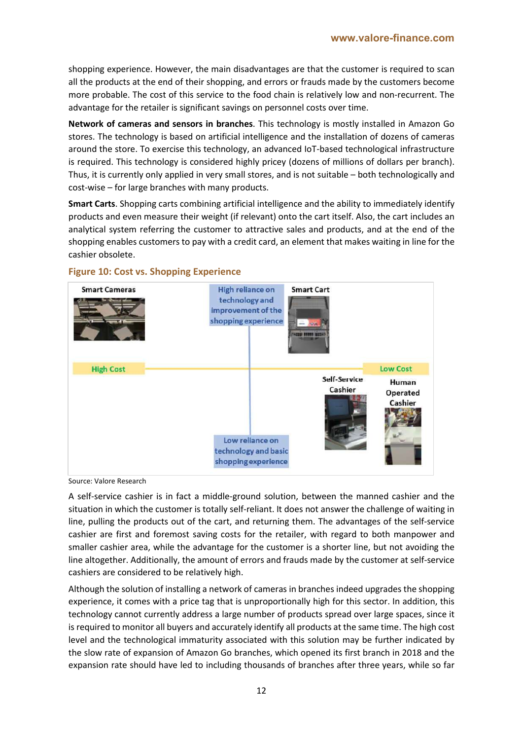shopping experience. However, the main disadvantages are that the customer is required to scan all the products at the end of their shopping, and errors or frauds made by the customers become more probable. The cost of this service to the food chain is relatively low and non-recurrent. The advantage for the retailer is significant savings on personnel costs over time.

**Network of cameras and sensors in branches**. This technology is mostly installed in Amazon Go stores. The technology is based on artificial intelligence and the installation of dozens of cameras around the store. To exercise this technology, an advanced IoT-based technological infrastructure is required. This technology is considered highly pricey (dozens of millions of dollars per branch). Thus, it is currently only applied in very small stores, and is not suitable – both technologically and cost-wise – for large branches with many products.

**Smart Carts**. Shopping carts combining artificial intelligence and the ability to immediately identify products and even measure their weight (if relevant) onto the cart itself. Also, the cart includes an analytical system referring the customer to attractive sales and products, and at the end of the shopping enables customers to pay with a credit card, an element that makes waiting in line for the cashier obsolete.

### Figure 10: Cost vs. Shopping Experience

Smart Cameras | High reliance on technology and improvement of the shopping experience | Smart Cart | High Cost | Low Cost | Self-Service Cashier | Human Operated Cashier | Low reliance on technology and basic shopping experience

Source: Valore Research

A self-service cashier is in fact a middle-ground solution, between the manned cashier and the situation in which the customer is totally self-reliant. It does not answer the challenge of waiting in line, pulling the products out of the cart, and returning them. The advantages of the self-service cashier are first and foremost saving costs for the retailer, with regard to both manpower and smaller cashier area, while the advantage for the customer is a shorter line, but not avoiding the line altogether. Additionally, the amount of errors and frauds made by the customer at self-service cashiers are considered to be relatively high.

Although the solution of installing a network of cameras in branches indeed upgrades the shopping experience, it comes with a price tag that is unproportionally high for this sector. In addition, this technology cannot currently address a large number of products spread over large spaces, since it is required to monitor all buyers and accurately identify all products at the same time. The high cost level and the technological immaturity associated with this solution may be further indicated by the slow rate of expansion of Amazon Go branches, which opened its first branch in 2018 and the expansion rate should have led to including thousands of branches after three years, while so far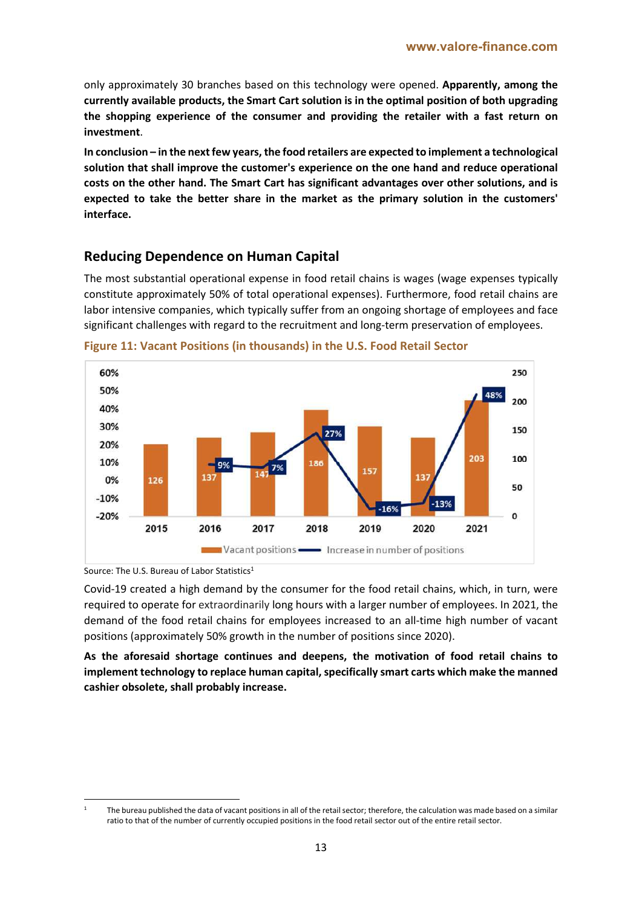only approximately 30 branches based on this technology were opened. **Apparently, among the currently available products, the Smart Cart solution is in the optimal position of both upgrading the shopping experience of the consumer and providing the retailer with a fast return on investment**.

**In conclusion – in the next few years, the food retailers are expected to implement a technological solution that shall improve the customer's experience on the one hand and reduce operational costs on the other hand. The Smart Cart has significant advantages over other solutions, and is expected to take the better share in the market as the primary solution in the customers' interface.**

## Reducing Dependence on Human Capital

The most substantial operational expense in food retail chains is wages (wage expenses typically constitute approximately 50% of total operational expenses). Furthermore, food retail chains are labor intensive companies, which typically suffer from an ongoing shortage of employees and face significant challenges with regard to the recruitment and long-term preservation of employees.

**Figure 11: Vacant Positions (in thousands) in the U.S. Food Retail Sector**

| Year | Vacant positions | Increase in number of positions |
|---|---|---|
| 2015 | 126 | |
| 2016 | 137 | 9% |
| 2017 | 147 | 7% |
| 2018 | 186 | 27% |
| 2019 | 157 | -16% |
| 2020 | 137 | -13% |
| 2021 | 203 | 48% |

Source: The U.S. Bureau of Labor Statistics[1]

Covid-19 created a high demand by the consumer for the food retail chains, which, in turn, were required to operate for extraordinarily long hours with a larger number of employees. In 2021, the demand of the food retail chains for employees increased to an all-time high number of vacant positions (approximately 50% growth in the number of positions since 2020).

**As the aforesaid shortage continues and deepens, the motivation of food retail chains to implement technology to replace human capital, specifically smart carts which make the manned cashier obsolete, shall probably increase.**

[1] The bureau published the data of vacant positions in all of the retail sector; therefore, the calculation was made based on a similar ratio to that of the number of currently occupied positions in the food retail sector out of the entire retail sector.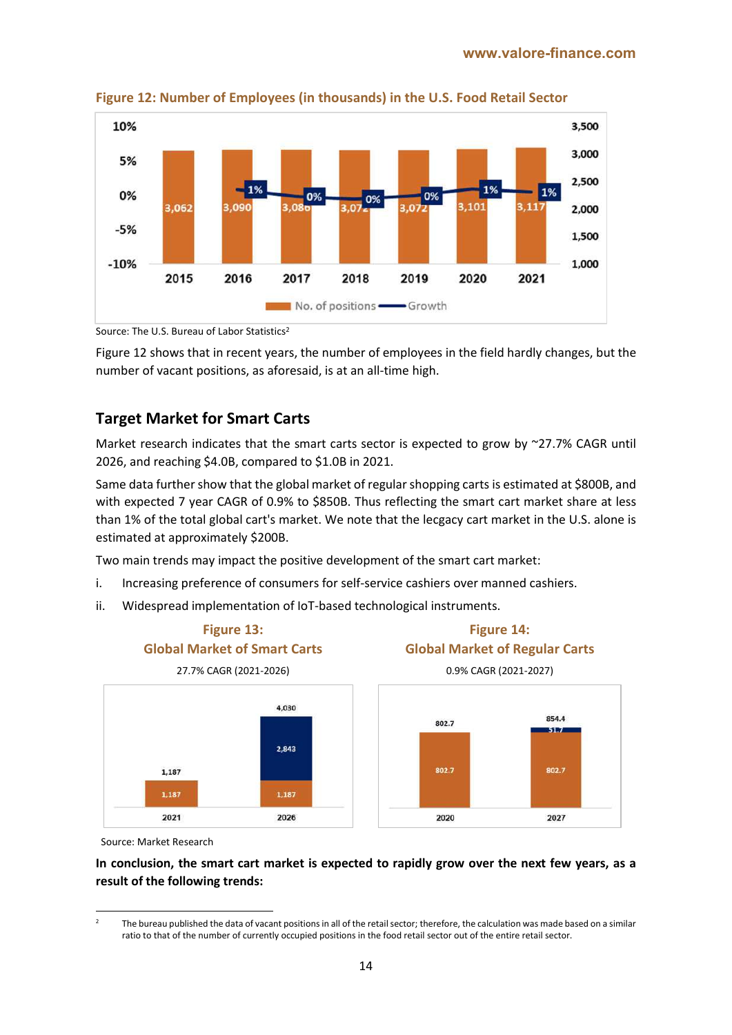**Figure 12: Number of Employees (in thousands) in the U.S. Food Retail Sector**

| | 2015 | 2016 | 2017 | 2018 | 2019 | 2020 | 2021 |
|---|---|---|---|---|---|---|---|
| No. of positions | 3,062 | 3,090 | 3,086 | 3,072 | 3,072 | 3,101 | 3,117 |
| Growth | | 1% | 0% | 0% | 0% | 1% | 1% |

Source: The U.S. Bureau of Labor Statistics[2]

Figure 12 shows that in recent years, the number of employees in the field hardly changes, but the number of vacant positions, as aforesaid, is at an all-time high.

## Target Market for Smart Carts

Market research indicates that the smart carts sector is expected to grow by ~27.7% CAGR until 2026, and reaching $4.0B, compared to $1.0B in 2021.

Same data further show that the global market of regular shopping carts is estimated at $800B, and with expected 7 year CAGR of 0.9% to $850B. Thus reflecting the smart cart market share at less than 1% of the total global cart's market. We note that the lecgacy cart market in the U.S. alone is estimated at approximately $200B.

Two main trends may impact the positive development of the smart cart market:

i. Increasing preference of consumers for self-service cashiers over manned cashiers.

ii. Widespread implementation of IoT-based technological instruments.

**Figure 13: Global Market of Smart Carts**

27.7% CAGR (2021-2026)

| | 2021 | 2026 |
|---|---|---|
| Base | 1,187 | 1,187 |
| Growth | | 2,843 |
| Total | 1,187 | 4,030 |

**Figure 14: Global Market of Regular Carts**

0.9% CAGR (2021-2027)

| | 2020 | 2027 |
|---|---|---|
| Base | 802.7 | 802.7 |
| Growth | | 51.7 |
| Total | 802.7 | 854.4 |

Source: Market Research

**In conclusion, the smart cart market is expected to rapidly grow over the next few years, as a result of the following trends:**

[2] The bureau published the data of vacant positions in all of the retail sector; therefore, the calculation was made based on a similar ratio to that of the number of currently occupied positions in the food retail sector out of the entire retail sector.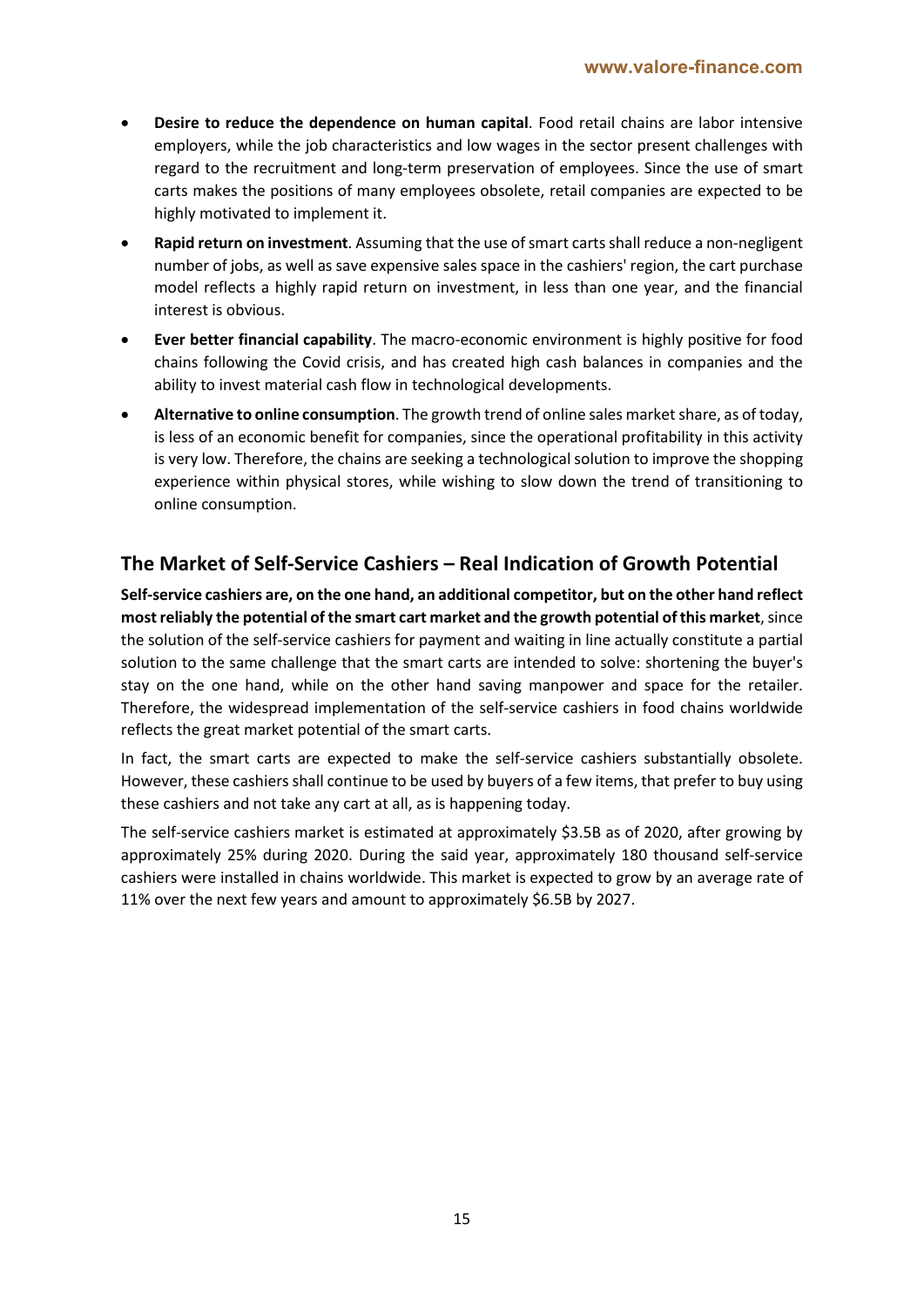- **Desire to reduce the dependence on human capital**. Food retail chains are labor intensive employers, while the job characteristics and low wages in the sector present challenges with regard to the recruitment and long-term preservation of employees. Since the use of smart carts makes the positions of many employees obsolete, retail companies are expected to be highly motivated to implement it.
- **Rapid return on investment**. Assuming that the use of smart carts shall reduce a non-negligent number of jobs, as well as save expensive sales space in the cashiers' region, the cart purchase model reflects a highly rapid return on investment, in less than one year, and the financial interest is obvious.
- **Ever better financial capability**. The macro-economic environment is highly positive for food chains following the Covid crisis, and has created high cash balances in companies and the ability to invest material cash flow in technological developments.
- **Alternative to online consumption**. The growth trend of online sales market share, as of today, is less of an economic benefit for companies, since the operational profitability in this activity is very low. Therefore, the chains are seeking a technological solution to improve the shopping experience within physical stores, while wishing to slow down the trend of transitioning to online consumption.

## The Market of Self-Service Cashiers – Real Indication of Growth Potential

**Self-service cashiers are, on the one hand, an additional competitor, but on the other hand reflect most reliably the potential of the smart cart market and the growth potential of this market**, since the solution of the self-service cashiers for payment and waiting in line actually constitute a partial solution to the same challenge that the smart carts are intended to solve: shortening the buyer's stay on the one hand, while on the other hand saving manpower and space for the retailer. Therefore, the widespread implementation of the self-service cashiers in food chains worldwide reflects the great market potential of the smart carts.

In fact, the smart carts are expected to make the self-service cashiers substantially obsolete. However, these cashiers shall continue to be used by buyers of a few items, that prefer to buy using these cashiers and not take any cart at all, as is happening today.

The self-service cashiers market is estimated at approximately $3.5B as of 2020, after growing by approximately 25% during 2020. During the said year, approximately 180 thousand self-service cashiers were installed in chains worldwide. This market is expected to grow by an average rate of 11% over the next few years and amount to approximately $6.5B by 2027.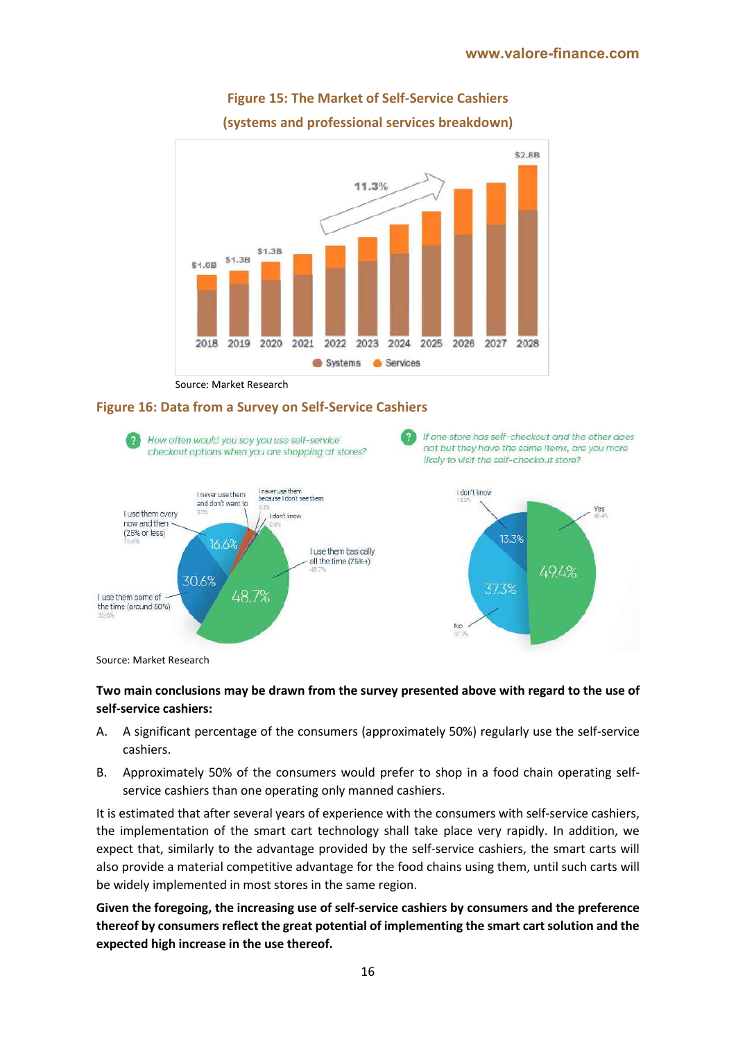## Figure 15: The Market of Self-Service Cashiers (systems and professional services breakdown)

Source: Market Research

## Figure 16: Data from a Survey on Self-Service Cashiers

Source: Market Research

**Two main conclusions may be drawn from the survey presented above with regard to the use of self-service cashiers:**

A. A significant percentage of the consumers (approximately 50%) regularly use the self-service cashiers.

B. Approximately 50% of the consumers would prefer to shop in a food chain operating self-service cashiers than one operating only manned cashiers.

It is estimated that after several years of experience with the consumers with self-service cashiers, the implementation of the smart cart technology shall take place very rapidly. In addition, we expect that, similarly to the advantage provided by the self-service cashiers, the smart carts will also provide a material competitive advantage for the food chains using them, until such carts will be widely implemented in most stores in the same region.

**Given the foregoing, the increasing use of self-service cashiers by consumers and the preference thereof by consumers reflect the great potential of implementing the smart cart solution and the expected high increase in the use thereof.**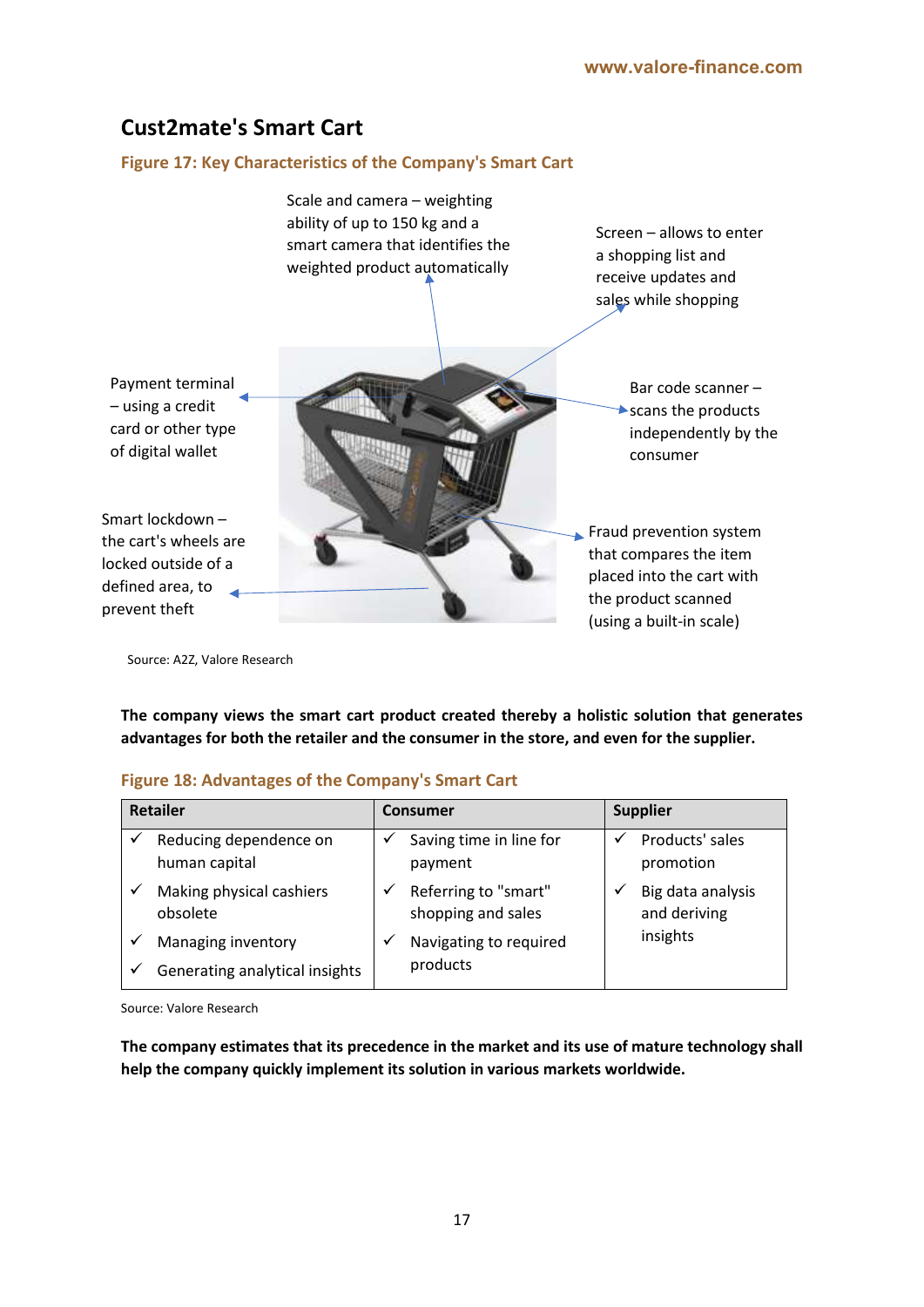## Cust2mate's Smart Cart

**Figure 17: Key Characteristics of the Company's Smart Cart**

Scale and camera – weighting ability of up to 150 kg and a smart camera that identifies the weighted product automatically

Screen – allows to enter a shopping list and receive updates and sales while shopping

Payment terminal – using a credit card or other type of digital wallet

Bar code scanner – scans the products independently by the consumer

Smart lockdown – the cart's wheels are locked outside of a defined area, to prevent theft

Fraud prevention system that compares the item placed into the cart with the product scanned (using a built-in scale)

Source: A2Z, Valore Research

**The company views the smart cart product created thereby a holistic solution that generates advantages for both the retailer and the consumer in the store, and even for the supplier.**

**Figure 18: Advantages of the Company's Smart Cart**

| Retailer | Consumer | Supplier |
|---|---|---|
| ✓ Reducing dependence on human capital<br>✓ Making physical cashiers obsolete<br>✓ Managing inventory<br>✓ Generating analytical insights | ✓ Saving time in line for payment<br>✓ Referring to "smart" shopping and sales<br>✓ Navigating to required products | ✓ Products' sales promotion<br>✓ Big data analysis and deriving insights |

Source: Valore Research

**The company estimates that its precedence in the market and its use of mature technology shall help the company quickly implement its solution in various markets worldwide.**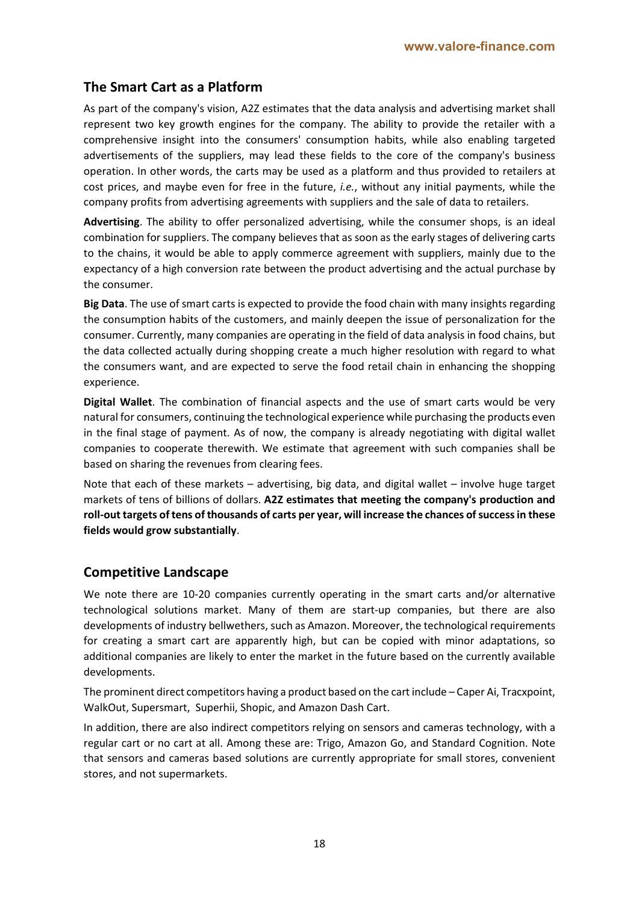## The Smart Cart as a Platform

As part of the company's vision, A2Z estimates that the data analysis and advertising market shall represent two key growth engines for the company. The ability to provide the retailer with a comprehensive insight into the consumers' consumption habits, while also enabling targeted advertisements of the suppliers, may lead these fields to the core of the company's business operation. In other words, the carts may be used as a platform and thus provided to retailers at cost prices, and maybe even for free in the future, *i.e.*, without any initial payments, while the company profits from advertising agreements with suppliers and the sale of data to retailers.

**Advertising**. The ability to offer personalized advertising, while the consumer shops, is an ideal combination for suppliers. The company believes that as soon as the early stages of delivering carts to the chains, it would be able to apply commerce agreement with suppliers, mainly due to the expectancy of a high conversion rate between the product advertising and the actual purchase by the consumer.

**Big Data**. The use of smart carts is expected to provide the food chain with many insights regarding the consumption habits of the customers, and mainly deepen the issue of personalization for the consumer. Currently, many companies are operating in the field of data analysis in food chains, but the data collected actually during shopping create a much higher resolution with regard to what the consumers want, and are expected to serve the food retail chain in enhancing the shopping experience.

**Digital Wallet**. The combination of financial aspects and the use of smart carts would be very natural for consumers, continuing the technological experience while purchasing the products even in the final stage of payment. As of now, the company is already negotiating with digital wallet companies to cooperate therewith. We estimate that agreement with such companies shall be based on sharing the revenues from clearing fees.

Note that each of these markets – advertising, big data, and digital wallet – involve huge target markets of tens of billions of dollars. **A2Z estimates that meeting the company's production and roll-out targets of tens of thousands of carts per year, will increase the chances of success in these fields would grow substantially**.

## Competitive Landscape

We note there are 10-20 companies currently operating in the smart carts and/or alternative technological solutions market. Many of them are start-up companies, but there are also developments of industry bellwethers, such as Amazon. Moreover, the technological requirements for creating a smart cart are apparently high, but can be copied with minor adaptations, so additional companies are likely to enter the market in the future based on the currently available developments.

The prominent direct competitors having a product based on the cart include – Caper Ai, Tracxpoint, WalkOut, Supersmart, Superhii, Shopic, and Amazon Dash Cart.

In addition, there are also indirect competitors relying on sensors and cameras technology, with a regular cart or no cart at all. Among these are: Trigo, Amazon Go, and Standard Cognition. Note that sensors and cameras based solutions are currently appropriate for small stores, convenient stores, and not supermarkets.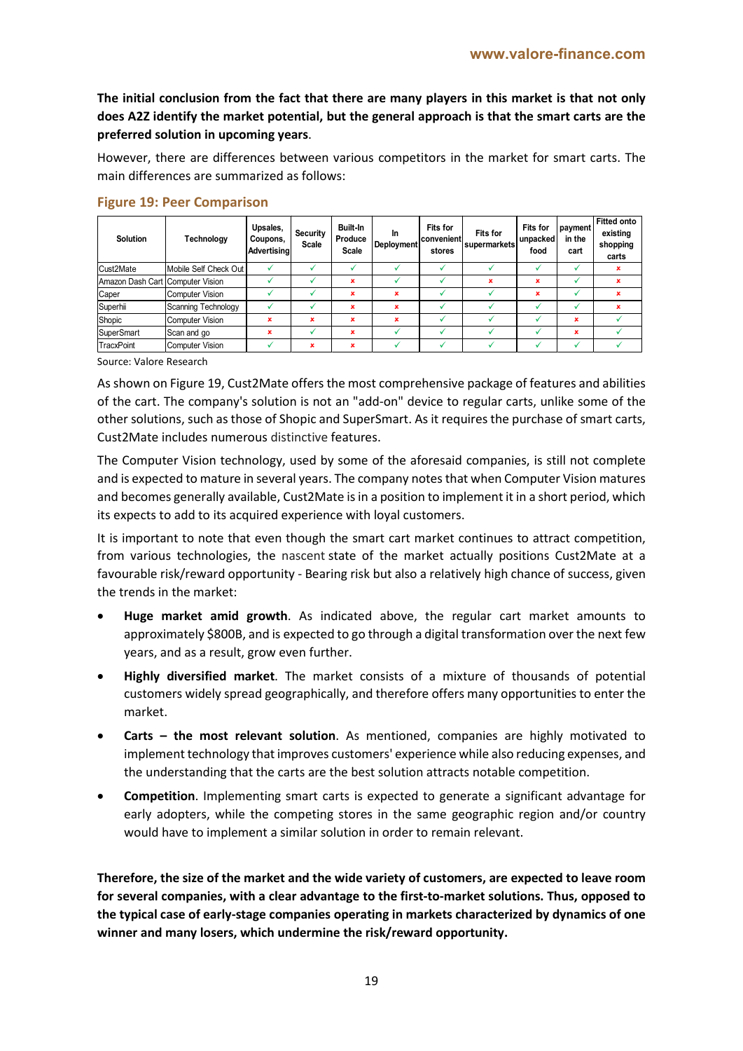**The initial conclusion from the fact that there are many players in this market is that not only does A2Z identify the market potential, but the general approach is that the smart carts are the preferred solution in upcoming years**.

However, there are differences between various competitors in the market for smart carts. The main differences are summarized as follows:

### Figure 19: Peer Comparison

| Solution | Technology | Upsales, Coupons, Advertising | Security Scale | Built-In Produce Scale | In Deployment | Fits for convenient stores | Fits for supermarkets | Fits for unpacked food | payment in the cart | Fitted onto existing shopping carts |
|---|---|---|---|---|---|---|---|---|---|---|
| Cust2Mate | Mobile Self Check Out | ✓ | ✓ | ✓ | ✓ | ✓ | ✓ | ✓ | ✓ | ✗ |
| Amazon Dash Cart | Computer Vision | ✓ | ✓ | ✗ | ✓ | ✓ | ✗ | ✗ | ✓ | ✗ |
| Caper | Computer Vision | ✓ | ✓ | ✗ | ✗ | ✓ | ✓ | ✗ | ✓ | ✗ |
| Superhii | Scanning Technology | ✓ | ✓ | ✗ | ✗ | ✓ | ✓ | ✓ | ✓ | ✗ |
| Shopic | Computer Vision | ✗ | ✗ | ✗ | ✗ | ✓ | ✓ | ✓ | ✗ | ✓ |
| SuperSmart | Scan and go | ✗ | ✓ | ✗ | ✓ | ✓ | ✓ | ✓ | ✗ | ✓ |
| TracxPoint | Computer Vision | ✓ | ✗ | ✗ | ✓ | ✓ | ✓ | ✓ | ✓ | ✓ |

Source: Valore Research

As shown on Figure 19, Cust2Mate offers the most comprehensive package of features and abilities of the cart. The company's solution is not an "add-on" device to regular carts, unlike some of the other solutions, such as those of Shopic and SuperSmart. As it requires the purchase of smart carts, Cust2Mate includes numerous distinctive features.

The Computer Vision technology, used by some of the aforesaid companies, is still not complete and is expected to mature in several years. The company notes that when Computer Vision matures and becomes generally available, Cust2Mate is in a position to implement it in a short period, which its expects to add to its acquired experience with loyal customers.

It is important to note that even though the smart cart market continues to attract competition, from various technologies, the nascent state of the market actually positions Cust2Mate at a favourable risk/reward opportunity - Bearing risk but also a relatively high chance of success, given the trends in the market:

- **Huge market amid growth**. As indicated above, the regular cart market amounts to approximately $800B, and is expected to go through a digital transformation over the next few years, and as a result, grow even further.
- **Highly diversified market**. The market consists of a mixture of thousands of potential customers widely spread geographically, and therefore offers many opportunities to enter the market.
- **Carts – the most relevant solution**. As mentioned, companies are highly motivated to implement technology that improves customers' experience while also reducing expenses, and the understanding that the carts are the best solution attracts notable competition.
- **Competition**. Implementing smart carts is expected to generate a significant advantage for early adopters, while the competing stores in the same geographic region and/or country would have to implement a similar solution in order to remain relevant.

**Therefore, the size of the market and the wide variety of customers, are expected to leave room for several companies, with a clear advantage to the first-to-market solutions. Thus, opposed to the typical case of early-stage companies operating in markets characterized by dynamics of one winner and many losers, which undermine the risk/reward opportunity.**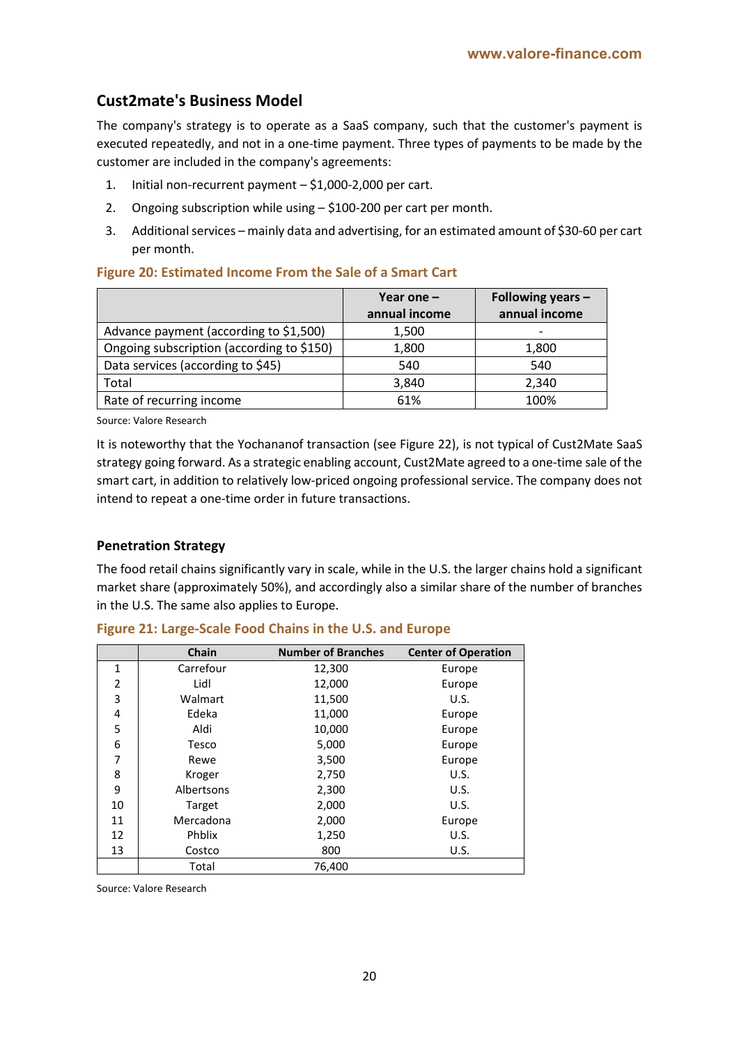## Cust2mate's Business Model

The company's strategy is to operate as a SaaS company, such that the customer's payment is executed repeatedly, and not in a one-time payment. Three types of payments to be made by the customer are included in the company's agreements:

1. Initial non-recurrent payment – $1,000-2,000 per cart.
2. Ongoing subscription while using – $100-200 per cart per month.
3. Additional services – mainly data and advertising, for an estimated amount of $30-60 per cart per month.

**Figure 20: Estimated Income From the Sale of a Smart Cart**

| | Year one – annual income | Following years – annual income |
|---|---|---|
| Advance payment (according to $1,500) | 1,500 | - |
| Ongoing subscription (according to $150) | 1,800 | 1,800 |
| Data services (according to $45) | 540 | 540 |
| Total | 3,840 | 2,340 |
| Rate of recurring income | 61% | 100% |

Source: Valore Research

It is noteworthy that the Yochananof transaction (see Figure 22), is not typical of Cust2Mate SaaS strategy going forward. As a strategic enabling account, Cust2Mate agreed to a one-time sale of the smart cart, in addition to relatively low-priced ongoing professional service. The company does not intend to repeat a one-time order in future transactions.

### Penetration Strategy

The food retail chains significantly vary in scale, while in the U.S. the larger chains hold a significant market share (approximately 50%), and accordingly also a similar share of the number of branches in the U.S. The same also applies to Europe.

**Figure 21: Large-Scale Food Chains in the U.S. and Europe**

| | Chain | Number of Branches | Center of Operation |
|---|---|---|---|
| 1 | Carrefour | 12,300 | Europe |
| 2 | Lidl | 12,000 | Europe |
| 3 | Walmart | 11,500 | U.S. |
| 4 | Edeka | 11,000 | Europe |
| 5 | Aldi | 10,000 | Europe |
| 6 | Tesco | 5,000 | Europe |
| 7 | Rewe | 3,500 | Europe |
| 8 | Kroger | 2,750 | U.S. |
| 9 | Albertsons | 2,300 | U.S. |
| 10 | Target | 2,000 | U.S. |
| 11 | Mercadona | 2,000 | Europe |
| 12 | Phblix | 1,250 | U.S. |
| 13 | Costco | 800 | U.S. |
| | Total | 76,400 | |

Source: Valore Research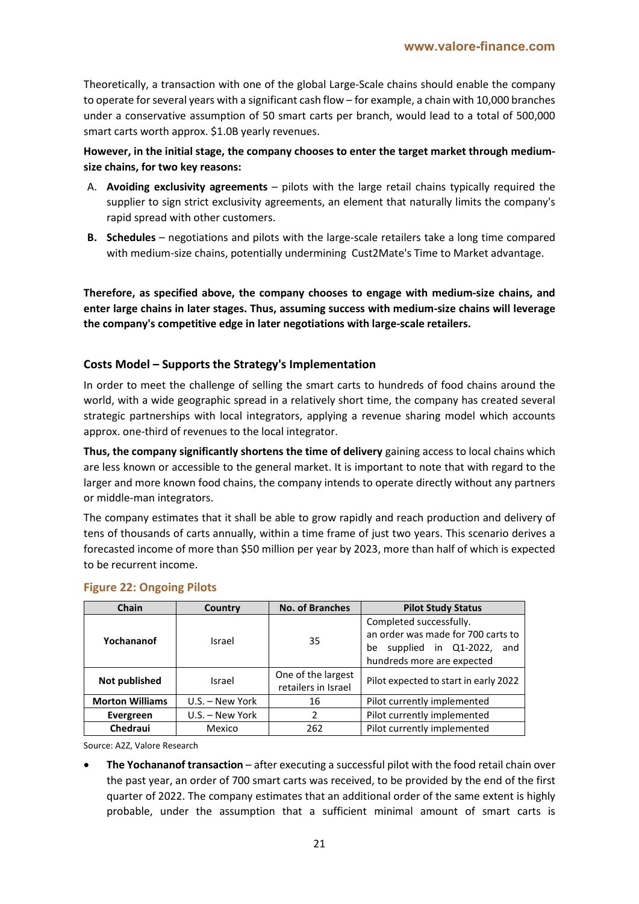Theoretically, a transaction with one of the global Large-Scale chains should enable the company to operate for several years with a significant cash flow – for example, a chain with 10,000 branches under a conservative assumption of 50 smart carts per branch, would lead to a total of 500,000 smart carts worth approx. $1.0B yearly revenues.

**However, in the initial stage, the company chooses to enter the target market through medium-size chains, for two key reasons:**

A. **Avoiding exclusivity agreements** – pilots with the large retail chains typically required the supplier to sign strict exclusivity agreements, an element that naturally limits the company's rapid spread with other customers.

**B. Schedules** – negotiations and pilots with the large-scale retailers take a long time compared with medium-size chains, potentially undermining Cust2Mate's Time to Market advantage.

**Therefore, as specified above, the company chooses to engage with medium-size chains, and enter large chains in later stages. Thus, assuming success with medium-size chains will leverage the company's competitive edge in later negotiations with large-scale retailers.**

### Costs Model – Supports the Strategy's Implementation

In order to meet the challenge of selling the smart carts to hundreds of food chains around the world, with a wide geographic spread in a relatively short time, the company has created several strategic partnerships with local integrators, applying a revenue sharing model which accounts approx. one-third of revenues to the local integrator.

**Thus, the company significantly shortens the time of delivery** gaining access to local chains which are less known or accessible to the general market. It is important to note that with regard to the larger and more known food chains, the company intends to operate directly without any partners or middle-man integrators.

The company estimates that it shall be able to grow rapidly and reach production and delivery of tens of thousands of carts annually, within a time frame of just two years. This scenario derives a forecasted income of more than $50 million per year by 2023, more than half of which is expected to be recurrent income.

**Figure 22: Ongoing Pilots**

| Chain | Country | No. of Branches | Pilot Study Status |
|---|---|---|---|
| **Yochananof** | Israel | 35 | Completed successfully. an order was made for 700 carts to be supplied in Q1-2022, and hundreds more are expected |
| **Not published** | Israel | One of the largest retailers in Israel | Pilot expected to start in early 2022 |
| **Morton Williams** | U.S. – New York | 16 | Pilot currently implemented |
| **Evergreen** | U.S. – New York | 2 | Pilot currently implemented |
| **Chedraui** | Mexico | 262 | Pilot currently implemented |

Source: A2Z, Valore Research

- **The Yochananof transaction** – after executing a successful pilot with the food retail chain over the past year, an order of 700 smart carts was received, to be provided by the end of the first quarter of 2022. The company estimates that an additional order of the same extent is highly probable, under the assumption that a sufficient minimal amount of smart carts is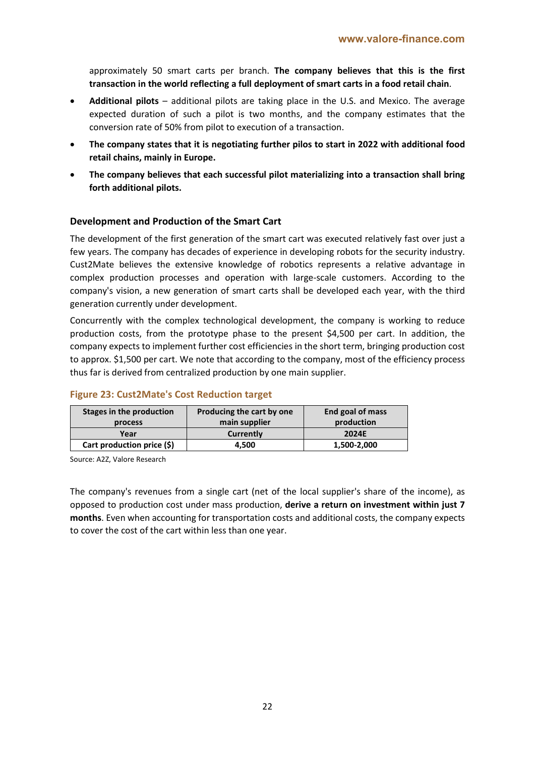approximately 50 smart carts per branch. **The company believes that this is the first transaction in the world reflecting a full deployment of smart carts in a food retail chain**.

- **Additional pilots** – additional pilots are taking place in the U.S. and Mexico. The average expected duration of such a pilot is two months, and the company estimates that the conversion rate of 50% from pilot to execution of a transaction.
- **The company states that it is negotiating further pilos to start in 2022 with additional food retail chains, mainly in Europe.**
- **The company believes that each successful pilot materializing into a transaction shall bring forth additional pilots.**

### Development and Production of the Smart Cart

The development of the first generation of the smart cart was executed relatively fast over just a few years. The company has decades of experience in developing robots for the security industry. Cust2Mate believes the extensive knowledge of robotics represents a relative advantage in complex production processes and operation with large-scale customers. According to the company's vision, a new generation of smart carts shall be developed each year, with the third generation currently under development.

Concurrently with the complex technological development, the company is working to reduce production costs, from the prototype phase to the present $4,500 per cart. In addition, the company expects to implement further cost efficiencies in the short term, bringing production cost to approx. $1,500 per cart. We note that according to the company, most of the efficiency process thus far is derived from centralized production by one main supplier.

**Figure 23: Cust2Mate's Cost Reduction target**

| Stages in the production process | Producing the cart by one main supplier | End goal of mass production |
|---|---|---|
| **Year** | **Currently** | **2024E** |
| **Cart production price ($)** | **4,500** | **1,500-2,000** |

Source: A2Z, Valore Research

The company's revenues from a single cart (net of the local supplier's share of the income), as opposed to production cost under mass production, **derive a return on investment within just 7 months**. Even when accounting for transportation costs and additional costs, the company expects to cover the cost of the cart within less than one year.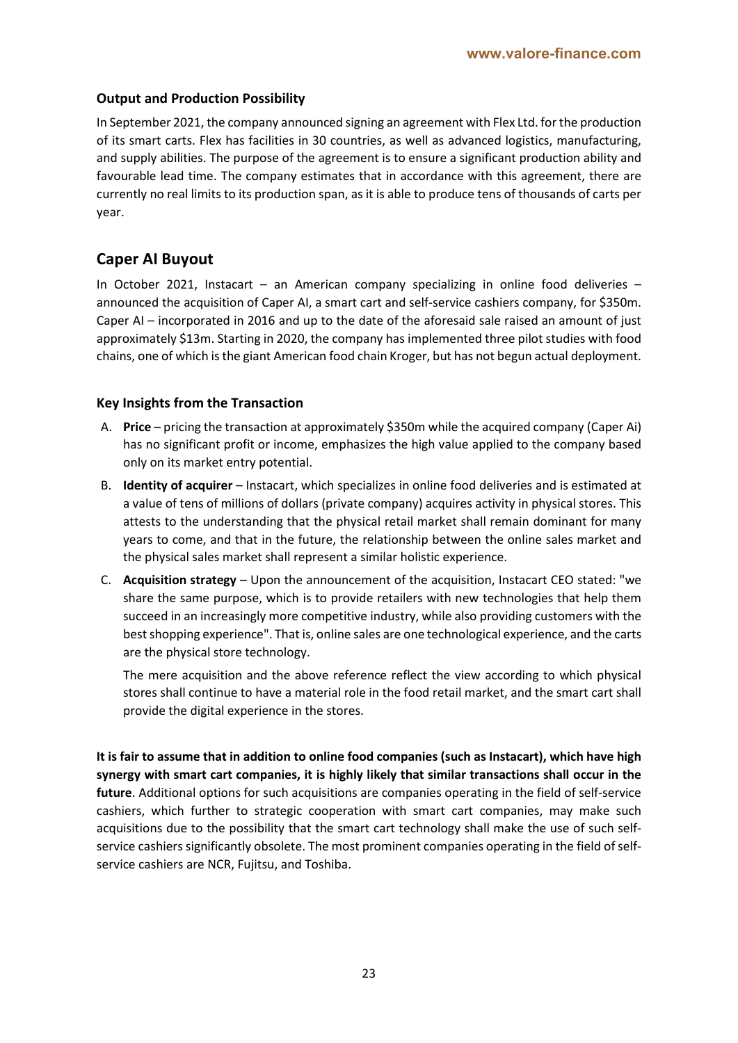### Output and Production Possibility

In September 2021, the company announced signing an agreement with Flex Ltd. for the production of its smart carts. Flex has facilities in 30 countries, as well as advanced logistics, manufacturing, and supply abilities. The purpose of the agreement is to ensure a significant production ability and favourable lead time. The company estimates that in accordance with this agreement, there are currently no real limits to its production span, as it is able to produce tens of thousands of carts per year.

## Caper AI Buyout

In October 2021, Instacart – an American company specializing in online food deliveries – announced the acquisition of Caper AI, a smart cart and self-service cashiers company, for $350m. Caper AI – incorporated in 2016 and up to the date of the aforesaid sale raised an amount of just approximately $13m. Starting in 2020, the company has implemented three pilot studies with food chains, one of which is the giant American food chain Kroger, but has not begun actual deployment.

### Key Insights from the Transaction

A. **Price** – pricing the transaction at approximately $350m while the acquired company (Caper Ai) has no significant profit or income, emphasizes the high value applied to the company based only on its market entry potential.

B. **Identity of acquirer** – Instacart, which specializes in online food deliveries and is estimated at a value of tens of millions of dollars (private company) acquires activity in physical stores. This attests to the understanding that the physical retail market shall remain dominant for many years to come, and that in the future, the relationship between the online sales market and the physical sales market shall represent a similar holistic experience.

C. **Acquisition strategy** – Upon the announcement of the acquisition, Instacart CEO stated: "we share the same purpose, which is to provide retailers with new technologies that help them succeed in an increasingly more competitive industry, while also providing customers with the best shopping experience". That is, online sales are one technological experience, and the carts are the physical store technology.

   The mere acquisition and the above reference reflect the view according to which physical stores shall continue to have a material role in the food retail market, and the smart cart shall provide the digital experience in the stores.

**It is fair to assume that in addition to online food companies (such as Instacart), which have high synergy with smart cart companies, it is highly likely that similar transactions shall occur in the future**. Additional options for such acquisitions are companies operating in the field of self-service cashiers, which further to strategic cooperation with smart cart companies, may make such acquisitions due to the possibility that the smart cart technology shall make the use of such self-service cashiers significantly obsolete. The most prominent companies operating in the field of self-service cashiers are NCR, Fujitsu, and Toshiba.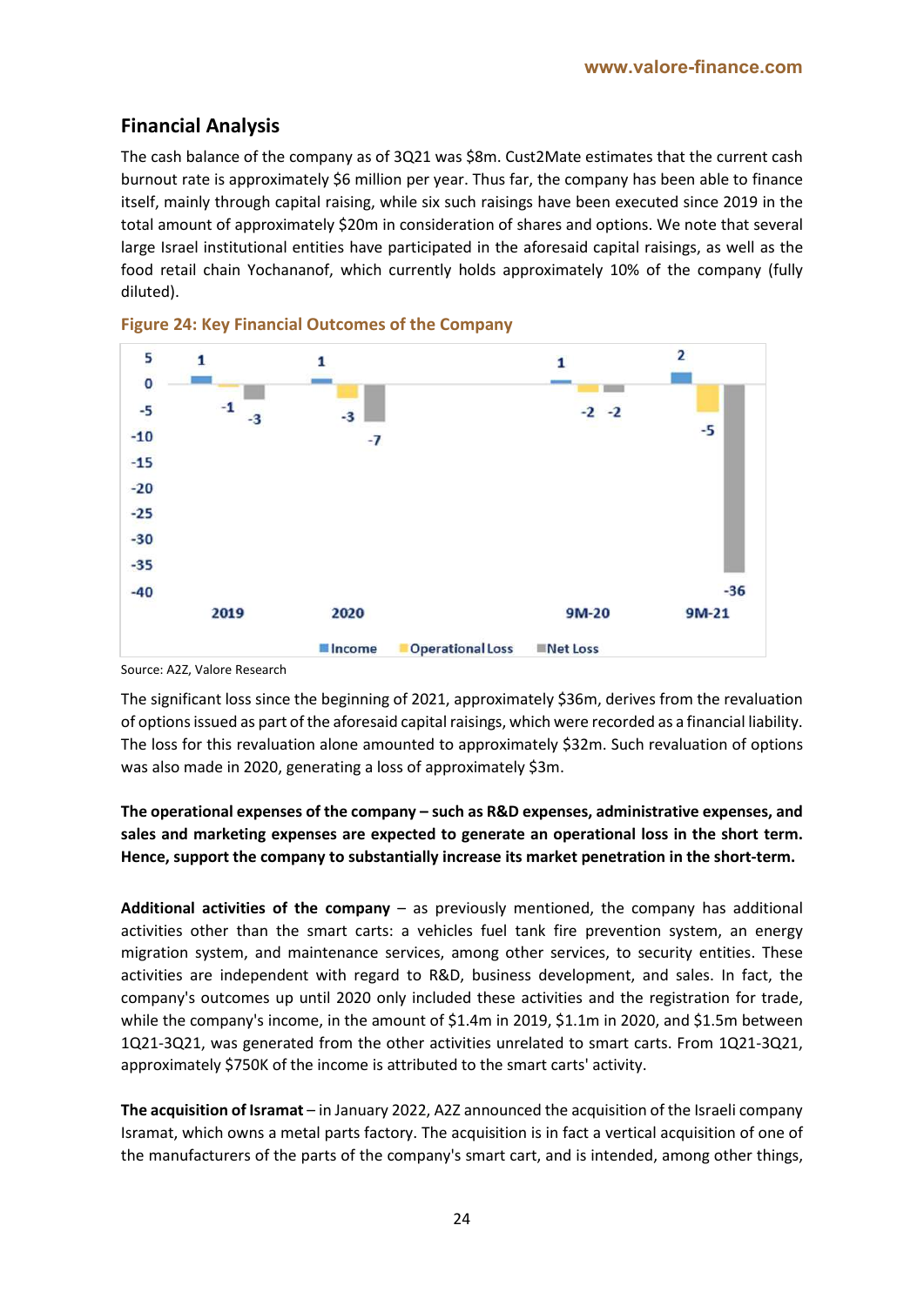## Financial Analysis

The cash balance of the company as of 3Q21 was $8m. Cust2Mate estimates that the current cash burnout rate is approximately $6 million per year. Thus far, the company has been able to finance itself, mainly through capital raising, while six such raisings have been executed since 2019 in the total amount of approximately $20m in consideration of shares and options. We note that several large Israel institutional entities have participated in the aforesaid capital raisings, as well as the food retail chain Yochananof, which currently holds approximately 10% of the company (fully diluted).

**Figure 24: Key Financial Outcomes of the Company**

| | 2019 | 2020 | 9M-20 | 9M-21 |
|---|---|---|---|---|
| Income | 1 | 1 | 1 | 2 |
| Operational Loss | -1 | -3 | -2 | -5 |
| Net Loss | -3 | -7 | -2 | -36 |

Source: A2Z, Valore Research

The significant loss since the beginning of 2021, approximately $36m, derives from the revaluation of options issued as part of the aforesaid capital raisings, which were recorded as a financial liability. The loss for this revaluation alone amounted to approximately $32m. Such revaluation of options was also made in 2020, generating a loss of approximately $3m.

**The operational expenses of the company – such as R&D expenses, administrative expenses, and sales and marketing expenses are expected to generate an operational loss in the short term. Hence, support the company to substantially increase its market penetration in the short-term.**

**Additional activities of the company** – as previously mentioned, the company has additional activities other than the smart carts: a vehicles fuel tank fire prevention system, an energy migration system, and maintenance services, among other services, to security entities. These activities are independent with regard to R&D, business development, and sales. In fact, the company's outcomes up until 2020 only included these activities and the registration for trade, while the company's income, in the amount of $1.4m in 2019, $1.1m in 2020, and $1.5m between 1Q21-3Q21, was generated from the other activities unrelated to smart carts. From 1Q21-3Q21, approximately $750K of the income is attributed to the smart carts' activity.

**The acquisition of Isramat** – in January 2022, A2Z announced the acquisition of the Israeli company Isramat, which owns a metal parts factory. The acquisition is in fact a vertical acquisition of one of the manufacturers of the parts of the company's smart cart, and is intended, among other things,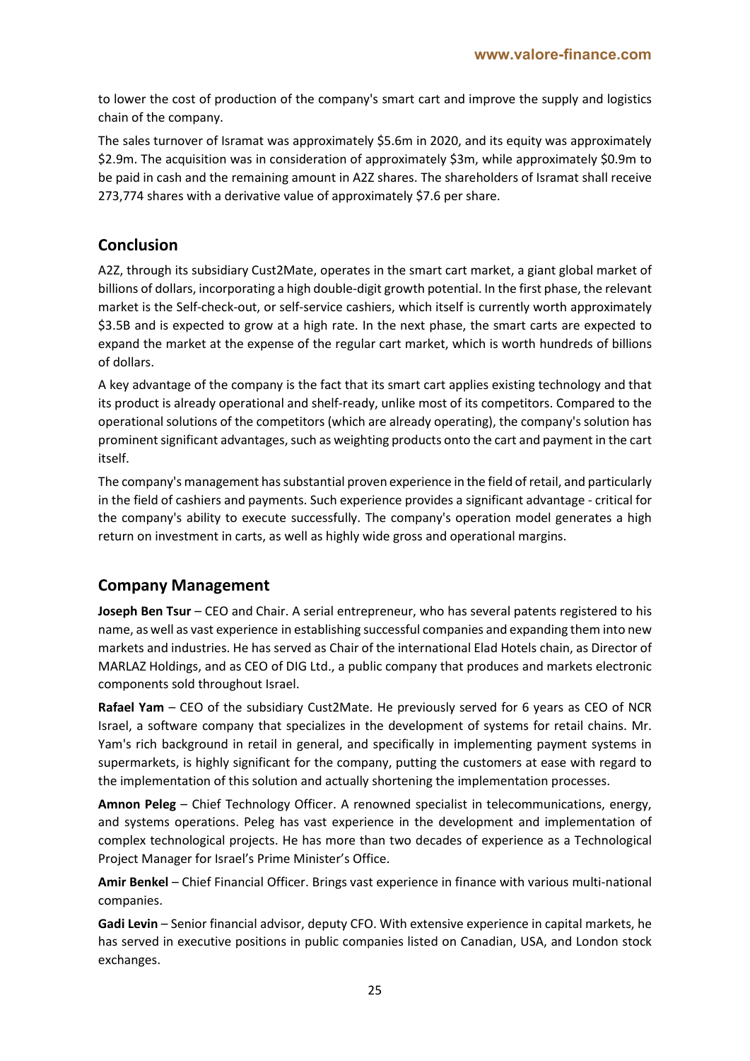to lower the cost of production of the company's smart cart and improve the supply and logistics chain of the company.

The sales turnover of Isramat was approximately $5.6m in 2020, and its equity was approximately $2.9m. The acquisition was in consideration of approximately $3m, while approximately $0.9m to be paid in cash and the remaining amount in A2Z shares. The shareholders of Isramat shall receive 273,774 shares with a derivative value of approximately $7.6 per share.

## Conclusion

A2Z, through its subsidiary Cust2Mate, operates in the smart cart market, a giant global market of billions of dollars, incorporating a high double-digit growth potential. In the first phase, the relevant market is the Self-check-out, or self-service cashiers, which itself is currently worth approximately $3.5B and is expected to grow at a high rate. In the next phase, the smart carts are expected to expand the market at the expense of the regular cart market, which is worth hundreds of billions of dollars.

A key advantage of the company is the fact that its smart cart applies existing technology and that its product is already operational and shelf-ready, unlike most of its competitors. Compared to the operational solutions of the competitors (which are already operating), the company's solution has prominent significant advantages, such as weighting products onto the cart and payment in the cart itself.

The company's management has substantial proven experience in the field of retail, and particularly in the field of cashiers and payments. Such experience provides a significant advantage - critical for the company's ability to execute successfully. The company's operation model generates a high return on investment in carts, as well as highly wide gross and operational margins.

## Company Management

**Joseph Ben Tsur** – CEO and Chair. A serial entrepreneur, who has several patents registered to his name, as well as vast experience in establishing successful companies and expanding them into new markets and industries. He has served as Chair of the international Elad Hotels chain, as Director of MARLAZ Holdings, and as CEO of DIG Ltd., a public company that produces and markets electronic components sold throughout Israel.

**Rafael Yam** – CEO of the subsidiary Cust2Mate. He previously served for 6 years as CEO of NCR Israel, a software company that specializes in the development of systems for retail chains. Mr. Yam's rich background in retail in general, and specifically in implementing payment systems in supermarkets, is highly significant for the company, putting the customers at ease with regard to the implementation of this solution and actually shortening the implementation processes.

**Amnon Peleg** – Chief Technology Officer. A renowned specialist in telecommunications, energy, and systems operations. Peleg has vast experience in the development and implementation of complex technological projects. He has more than two decades of experience as a Technological Project Manager for Israel's Prime Minister's Office.

**Amir Benkel** – Chief Financial Officer. Brings vast experience in finance with various multi-national companies.

**Gadi Levin** – Senior financial advisor, deputy CFO. With extensive experience in capital markets, he has served in executive positions in public companies listed on Canadian, USA, and London stock exchanges.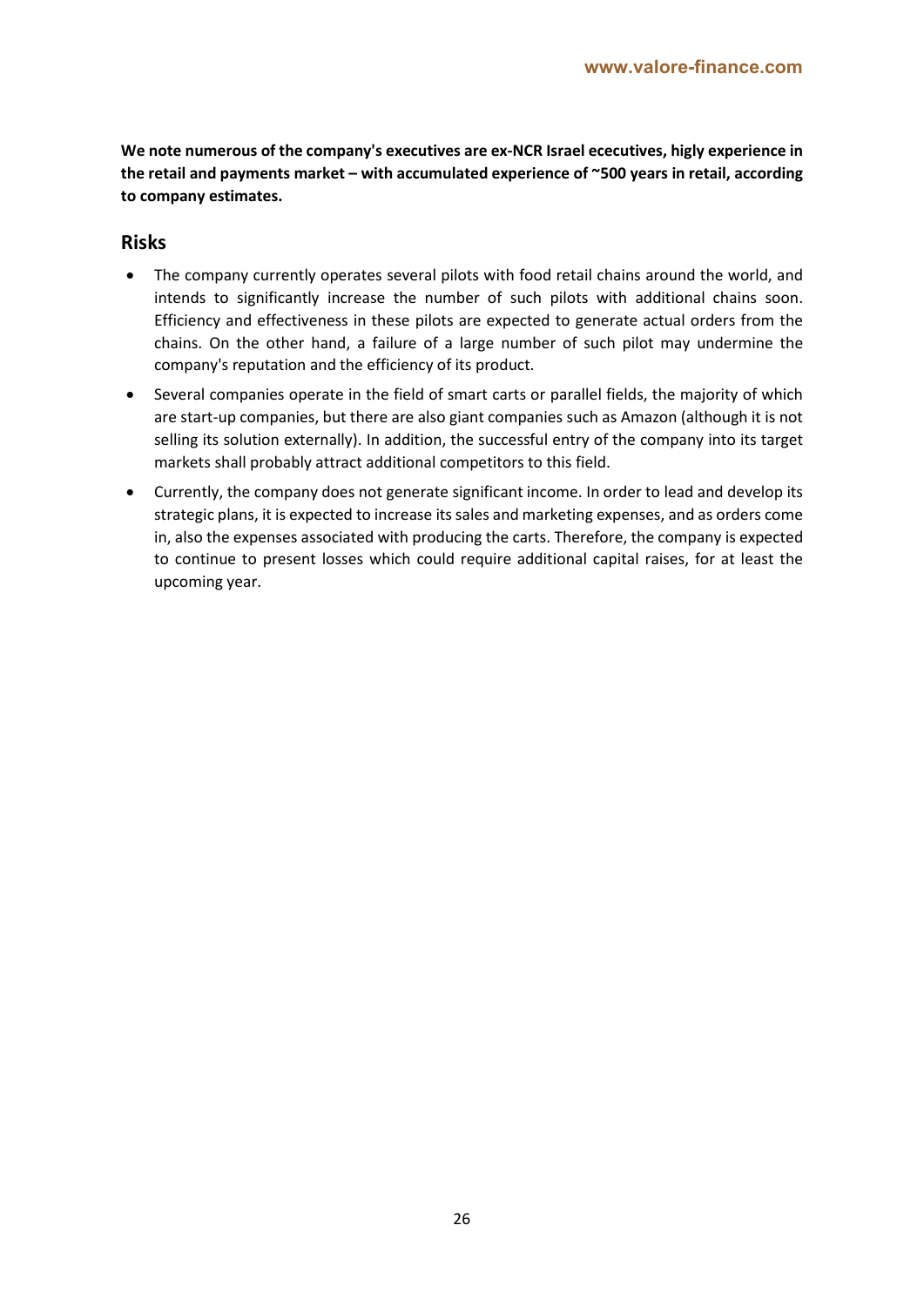**We note numerous of the company's executives are ex-NCR Israel ececutives, higly experience in the retail and payments market – with accumulated experience of ~500 years in retail, according to company estimates.**

## Risks

- The company currently operates several pilots with food retail chains around the world, and intends to significantly increase the number of such pilots with additional chains soon. Efficiency and effectiveness in these pilots are expected to generate actual orders from the chains. On the other hand, a failure of a large number of such pilot may undermine the company's reputation and the efficiency of its product.
- Several companies operate in the field of smart carts or parallel fields, the majority of which are start-up companies, but there are also giant companies such as Amazon (although it is not selling its solution externally). In addition, the successful entry of the company into its target markets shall probably attract additional competitors to this field.
- Currently, the company does not generate significant income. In order to lead and develop its strategic plans, it is expected to increase its sales and marketing expenses, and as orders come in, also the expenses associated with producing the carts. Therefore, the company is expected to continue to present losses which could require additional capital raises, for at least the upcoming year.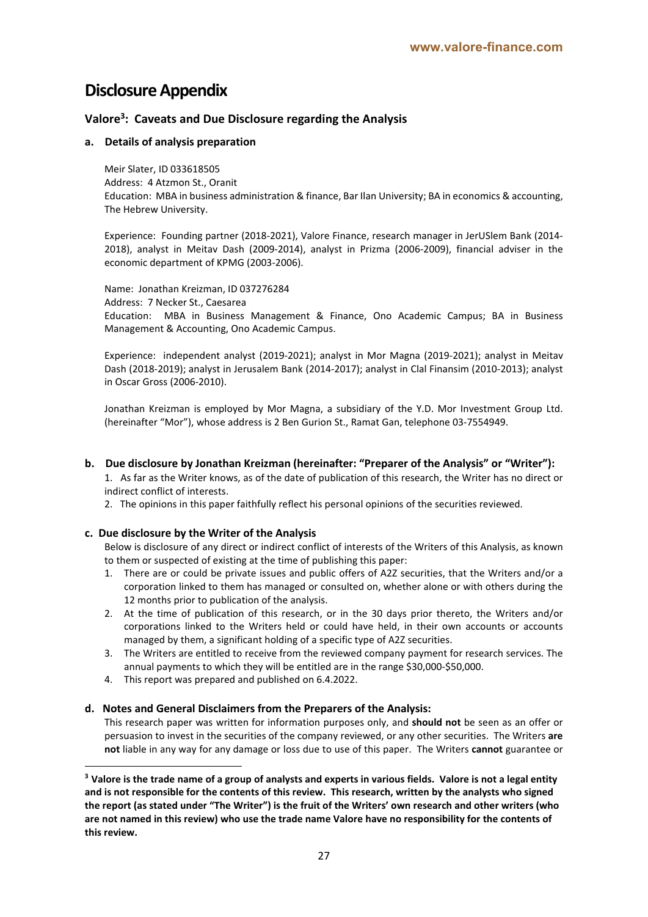# Disclosure Appendix

## Valore[3]: Caveats and Due Disclosure regarding the Analysis

### a. Details of analysis preparation

Meir Slater, ID 033618505
Address: 4 Atzmon St., Oranit
Education: MBA in business administration & finance, Bar Ilan University; BA in economics & accounting, The Hebrew University.

Experience: Founding partner (2018-2021), Valore Finance, research manager in JerUSlem Bank (2014-2018), analyst in Meitav Dash (2009-2014), analyst in Prizma (2006-2009), financial adviser in the economic department of KPMG (2003-2006).

Name: Jonathan Kreizman, ID 037276284
Address: 7 Necker St., Caesarea
Education: MBA in Business Management & Finance, Ono Academic Campus; BA in Business Management & Accounting, Ono Academic Campus.

Experience: independent analyst (2019-2021); analyst in Mor Magna (2019-2021); analyst in Meitav Dash (2018-2019); analyst in Jerusalem Bank (2014-2017); analyst in Clal Finansim (2010-2013); analyst in Oscar Gross (2006-2010).

Jonathan Kreizman is employed by Mor Magna, a subsidiary of the Y.D. Mor Investment Group Ltd. (hereinafter "Mor"), whose address is 2 Ben Gurion St., Ramat Gan, telephone 03-7554949.

### b. Due disclosure by Jonathan Kreizman (hereinafter: "Preparer of the Analysis" or "Writer"):

1. As far as the Writer knows, as of the date of publication of this research, the Writer has no direct or indirect conflict of interests.
2. The opinions in this paper faithfully reflect his personal opinions of the securities reviewed.

### c. Due disclosure by the Writer of the Analysis

Below is disclosure of any direct or indirect conflict of interests of the Writers of this Analysis, as known to them or suspected of existing at the time of publishing this paper:

1. There are or could be private issues and public offers of A2Z securities, that the Writers and/or a corporation linked to them has managed or consulted on, whether alone or with others during the 12 months prior to publication of the analysis.
2. At the time of publication of this research, or in the 30 days prior thereto, the Writers and/or corporations linked to the Writers held or could have held, in their own accounts or accounts managed by them, a significant holding of a specific type of A2Z securities.
3. The Writers are entitled to receive from the reviewed company payment for research services. The annual payments to which they will be entitled are in the range \$30,000-\$50,000.
4. This report was prepared and published on 6.4.2022.

### d. Notes and General Disclaimers from the Preparers of the Analysis:

This research paper was written for information purposes only, and **should not** be seen as an offer or persuasion to invest in the securities of the company reviewed, or any other securities. The Writers **are not** liable in any way for any damage or loss due to use of this paper. The Writers **cannot** guarantee or

---

**[3] Valore is the trade name of a group of analysts and experts in various fields. Valore is not a legal entity and is not responsible for the contents of this review. This research, written by the analysts who signed the report (as stated under "The Writer") is the fruit of the Writers' own research and other writers (who are not named in this review) who use the trade name Valore have no responsibility for the contents of this review.**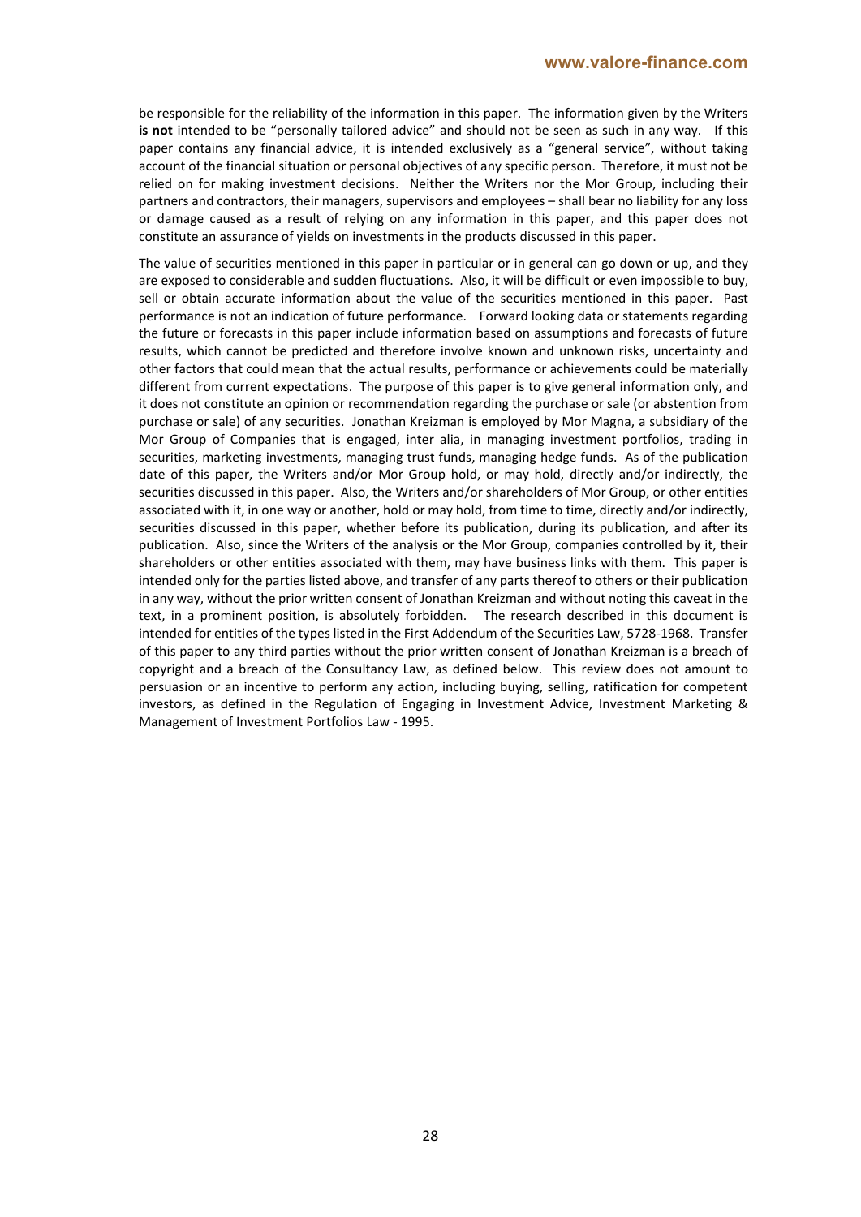be responsible for the reliability of the information in this paper. The information given by the Writers **is not** intended to be "personally tailored advice" and should not be seen as such in any way. If this paper contains any financial advice, it is intended exclusively as a "general service", without taking account of the financial situation or personal objectives of any specific person. Therefore, it must not be relied on for making investment decisions. Neither the Writers nor the Mor Group, including their partners and contractors, their managers, supervisors and employees – shall bear no liability for any loss or damage caused as a result of relying on any information in this paper, and this paper does not constitute an assurance of yields on investments in the products discussed in this paper.

The value of securities mentioned in this paper in particular or in general can go down or up, and they are exposed to considerable and sudden fluctuations. Also, it will be difficult or even impossible to buy, sell or obtain accurate information about the value of the securities mentioned in this paper. Past performance is not an indication of future performance. Forward looking data or statements regarding the future or forecasts in this paper include information based on assumptions and forecasts of future results, which cannot be predicted and therefore involve known and unknown risks, uncertainty and other factors that could mean that the actual results, performance or achievements could be materially different from current expectations. The purpose of this paper is to give general information only, and it does not constitute an opinion or recommendation regarding the purchase or sale (or abstention from purchase or sale) of any securities. Jonathan Kreizman is employed by Mor Magna, a subsidiary of the Mor Group of Companies that is engaged, inter alia, in managing investment portfolios, trading in securities, marketing investments, managing trust funds, managing hedge funds. As of the publication date of this paper, the Writers and/or Mor Group hold, or may hold, directly and/or indirectly, the securities discussed in this paper. Also, the Writers and/or shareholders of Mor Group, or other entities associated with it, in one way or another, hold or may hold, from time to time, directly and/or indirectly, securities discussed in this paper, whether before its publication, during its publication, and after its publication. Also, since the Writers of the analysis or the Mor Group, companies controlled by it, their shareholders or other entities associated with them, may have business links with them. This paper is intended only for the parties listed above, and transfer of any parts thereof to others or their publication in any way, without the prior written consent of Jonathan Kreizman and without noting this caveat in the text, in a prominent position, is absolutely forbidden. The research described in this document is intended for entities of the types listed in the First Addendum of the Securities Law, 5728-1968. Transfer of this paper to any third parties without the prior written consent of Jonathan Kreizman is a breach of copyright and a breach of the Consultancy Law, as defined below. This review does not amount to persuasion or an incentive to perform any action, including buying, selling, ratification for competent investors, as defined in the Regulation of Engaging in Investment Advice, Investment Marketing & Management of Investment Portfolios Law - 1995.